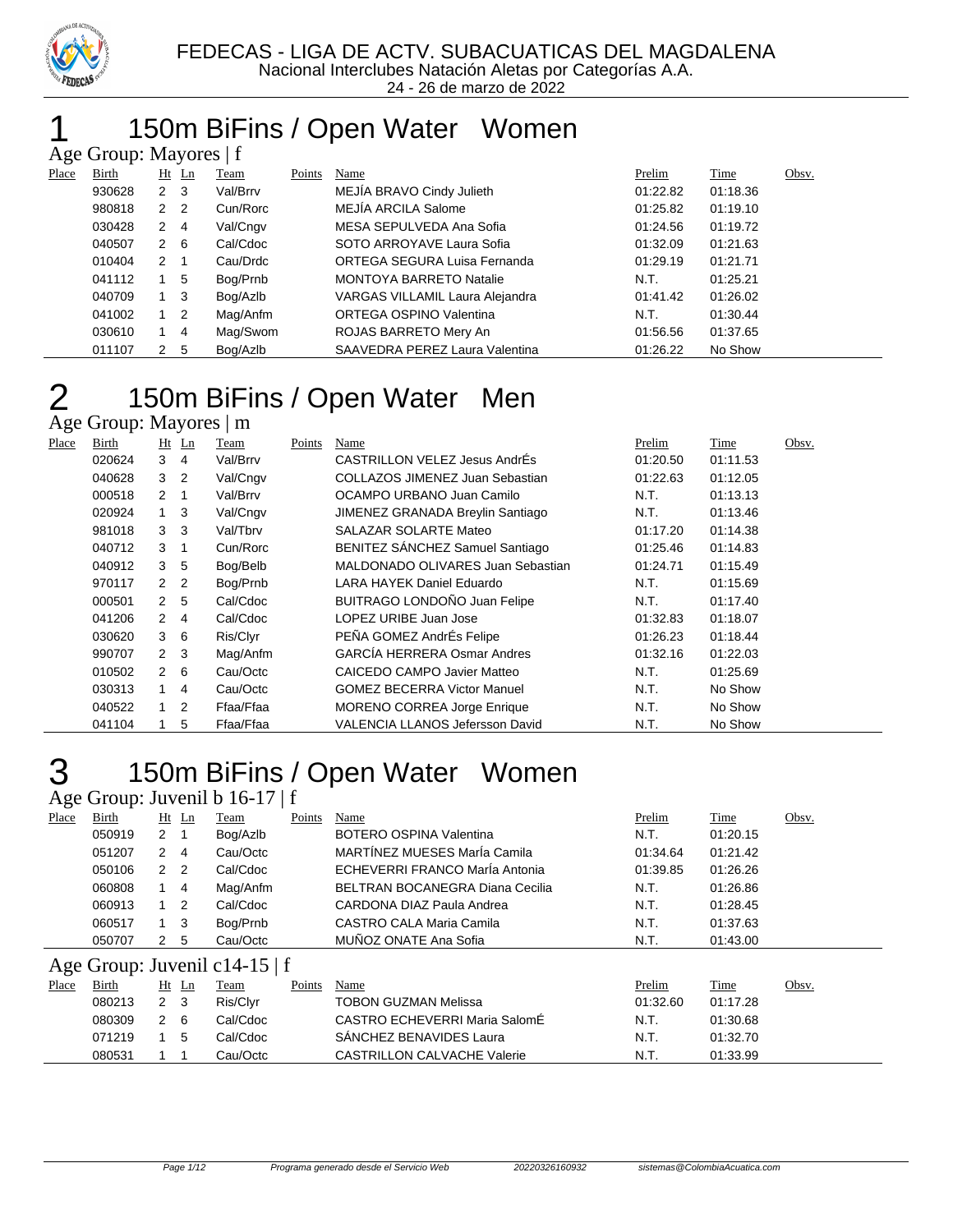FEDECAS - LIGA DE ACTV. SUBACUATICAS DEL MAGDALENA
Nacional Interclubes Natación Aletas por Categorías A.A.
24 - 26 de marzo de 2022

# 1 150m BiFins / Open Water Women

## Age Group: Mayores | f

| Place | Birth | Ht | Ln | Team | Points | Name | Prelim | Time | Obsv. |
|---|---|---|---|---|---|---|---|---|---|
| | 930628 | 2 | 3 | Val/Brrv | | MEJÍA BRAVO Cindy Julieth | 01:22.82 | 01:18.36 | |
| | 980818 | 2 | 2 | Cun/Rorc | | MEJÍA ARCILA Salome | 01:25.82 | 01:19.10 | |
| | 030428 | 2 | 4 | Val/Cngv | | MESA SEPULVEDA Ana Sofia | 01:24.56 | 01:19.72 | |
| | 040507 | 2 | 6 | Cal/Cdoc | | SOTO ARROYAVE Laura Sofia | 01:32.09 | 01:21.63 | |
| | 010404 | 2 | 1 | Cau/Drdc | | ORTEGA SEGURA Luisa Fernanda | 01:29.19 | 01:21.71 | |
| | 041112 | 1 | 5 | Bog/Prnb | | MONTOYA BARRETO Natalie | N.T. | 01:25.21 | |
| | 040709 | 1 | 3 | Bog/Azlb | | VARGAS VILLAMIL Laura Alejandra | 01:41.42 | 01:26.02 | |
| | 041002 | 1 | 2 | Mag/Anfm | | ORTEGA OSPINO Valentina | N.T. | 01:30.44 | |
| | 030610 | 1 | 4 | Mag/Swom | | ROJAS BARRETO Mery An | 01:56.56 | 01:37.65 | |
| | 011107 | 2 | 5 | Bog/Azlb | | SAAVEDRA PEREZ Laura Valentina | 01:26.22 | No Show | |

# 2 150m BiFins / Open Water Men

## Age Group: Mayores | m

| Place | Birth | Ht | Ln | Team | Points | Name | Prelim | Time | Obsv. |
|---|---|---|---|---|---|---|---|---|---|
| | 020624 | 3 | 4 | Val/Brrv | | CASTRILLON VELEZ Jesus AndrÉs | 01:20.50 | 01:11.53 | |
| | 040628 | 3 | 2 | Val/Cngv | | COLLAZOS JIMENEZ Juan Sebastian | 01:22.63 | 01:12.05 | |
| | 000518 | 2 | 1 | Val/Brrv | | OCAMPO URBANO Juan Camilo | N.T. | 01:13.13 | |
| | 020924 | 1 | 3 | Val/Cngv | | JIMENEZ GRANADA Breylin Santiago | N.T. | 01:13.46 | |
| | 981018 | 3 | 3 | Val/Tbrv | | SALAZAR SOLARTE Mateo | 01:17.20 | 01:14.38 | |
| | 040712 | 3 | 1 | Cun/Rorc | | BENITEZ SÁNCHEZ Samuel Santiago | 01:25.46 | 01:14.83 | |
| | 040912 | 3 | 5 | Bog/Belb | | MALDONADO OLIVARES Juan Sebastian | 01:24.71 | 01:15.49 | |
| | 970117 | 2 | 2 | Bog/Prnb | | LARA HAYEK Daniel Eduardo | N.T. | 01:15.69 | |
| | 000501 | 2 | 5 | Cal/Cdoc | | BUITRAGO LONDOÑO Juan Felipe | N.T. | 01:17.40 | |
| | 041206 | 2 | 4 | Cal/Cdoc | | LOPEZ URIBE Juan Jose | 01:32.83 | 01:18.07 | |
| | 030620 | 3 | 6 | Ris/Clyr | | PEÑA GOMEZ AndrÉs Felipe | 01:26.23 | 01:18.44 | |
| | 990707 | 2 | 3 | Mag/Anfm | | GARCÍA HERRERA Osmar Andres | 01:32.16 | 01:22.03 | |
| | 010502 | 2 | 6 | Cau/Octc | | CAICEDO CAMPO Javier Matteo | N.T. | 01:25.69 | |
| | 030313 | 1 | 4 | Cau/Octc | | GOMEZ BECERRA Victor Manuel | N.T. | No Show | |
| | 040522 | 1 | 2 | Ffaa/Ffaa | | MORENO CORREA Jorge Enrique | N.T. | No Show | |
| | 041104 | 1 | 5 | Ffaa/Ffaa | | VALENCIA LLANOS Jefersson David | N.T. | No Show | |

# 3 150m BiFins / Open Water Women

## Age Group: Juvenil b 16-17 | f

| Place | Birth | Ht | Ln | Team | Points | Name | Prelim | Time | Obsv. |
|---|---|---|---|---|---|---|---|---|---|
| | 050919 | 2 | 1 | Bog/Azlb | | BOTERO OSPINA Valentina | N.T. | 01:20.15 | |
| | 051207 | 2 | 4 | Cau/Octc | | MARTÍNEZ MUESES MarÍa Camila | 01:34.64 | 01:21.42 | |
| | 050106 | 2 | 2 | Cal/Cdoc | | ECHEVERRI FRANCO MarÍa Antonia | 01:39.85 | 01:26.26 | |
| | 060808 | 1 | 4 | Mag/Anfm | | BELTRAN BOCANEGRA Diana Cecilia | N.T. | 01:26.86 | |
| | 060913 | 1 | 2 | Cal/Cdoc | | CARDONA DIAZ Paula Andrea | N.T. | 01:28.45 | |
| | 060517 | 1 | 3 | Bog/Prnb | | CASTRO CALA Maria Camila | N.T. | 01:37.63 | |
| | 050707 | 2 | 5 | Cau/Octc | | MUÑOZ ONATE Ana Sofia | N.T. | 01:43.00 | |

## Age Group: Juvenil c14-15 | f

| Place | Birth | Ht | Ln | Team | Points | Name | Prelim | Time | Obsv. |
|---|---|---|---|---|---|---|---|---|---|
| | 080213 | 2 | 3 | Ris/Clyr | | TOBON GUZMAN Melissa | 01:32.60 | 01:17.28 | |
| | 080309 | 2 | 6 | Cal/Cdoc | | CASTRO ECHEVERRI Maria SalomÉ | N.T. | 01:30.68 | |
| | 071219 | 1 | 5 | Cal/Cdoc | | SÁNCHEZ BENAVIDES Laura | N.T. | 01:32.70 | |
| | 080531 | 1 | 1 | Cau/Octc | | CASTRILLON CALVACHE Valerie | N.T. | 01:33.99 | |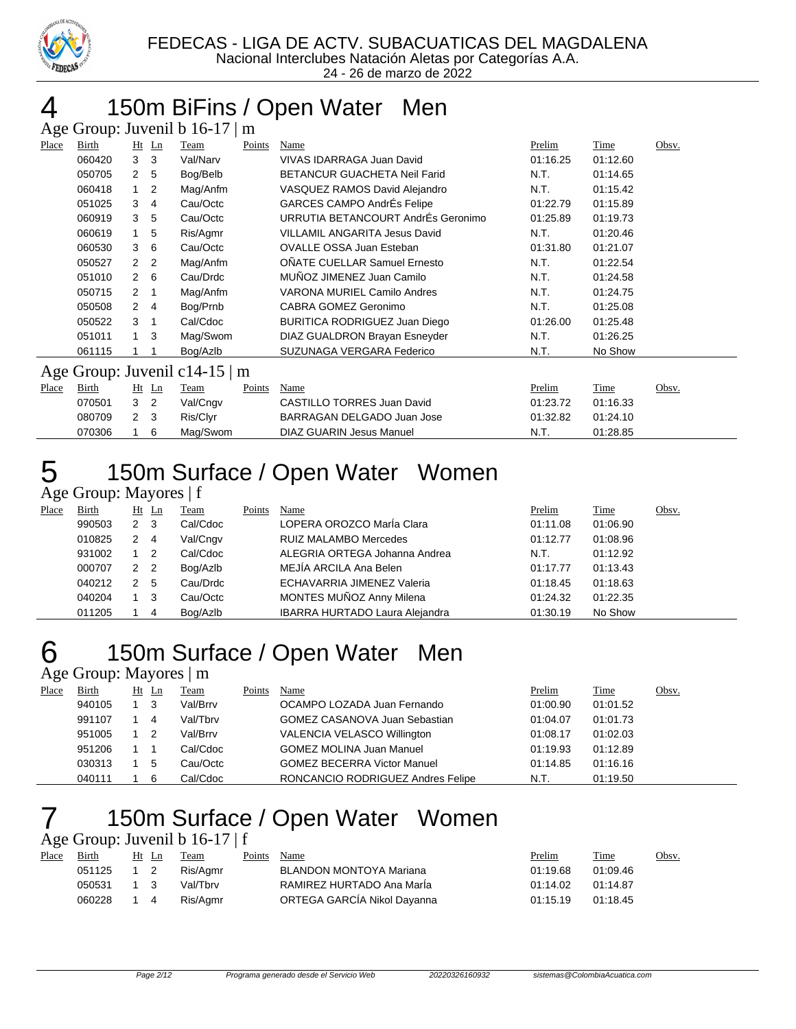# 4 150m BiFins / Open Water Men

### Age Group: Juvenil b 16-17 | m

| Place | Birth | Ht | Ln | Team | Points | Name | Prelim | Time | Obsv. |
|---|---|---|---|---|---|---|---|---|---|
| | 060420 | 3 | 3 | Val/Narv | | VIVAS IDARRAGA Juan David | 01:16.25 | 01:12.60 | |
| | 050705 | 2 | 5 | Bog/Belb | | BETANCUR GUACHETA Neil Farid | N.T. | 01:14.65 | |
| | 060418 | 1 | 2 | Mag/Anfm | | VASQUEZ RAMOS David Alejandro | N.T. | 01:15.42 | |
| | 051025 | 3 | 4 | Cau/Octc | | GARCES CAMPO AndrÉs Felipe | 01:22.79 | 01:15.89 | |
| | 060919 | 3 | 5 | Cau/Octc | | URRUTIA BETANCOURT AndrÉs Geronimo | 01:25.89 | 01:19.73 | |
| | 060619 | 1 | 5 | Ris/Agmr | | VILLAMIL ANGARITA Jesus David | N.T. | 01:20.46 | |
| | 060530 | 3 | 6 | Cau/Octc | | OVALLE OSSA Juan Esteban | 01:31.80 | 01:21.07 | |
| | 050527 | 2 | 2 | Mag/Anfm | | OÑATE CUELLAR Samuel Ernesto | N.T. | 01:22.54 | |
| | 051010 | 2 | 6 | Cau/Drdc | | MUÑOZ JIMENEZ Juan Camilo | N.T. | 01:24.58 | |
| | 050715 | 2 | 1 | Mag/Anfm | | VARONA MURIEL Camilo Andres | N.T. | 01:24.75 | |
| | 050508 | 2 | 4 | Bog/Prnb | | CABRA GOMEZ Geronimo | N.T. | 01:25.08 | |
| | 050522 | 3 | 1 | Cal/Cdoc | | BURITICA RODRIGUEZ Juan Diego | 01:26.00 | 01:25.48 | |
| | 051011 | 1 | 3 | Mag/Swom | | DIAZ GUALDRON Brayan Esneyder | N.T. | 01:26.25 | |
| | 061115 | 1 | 1 | Bog/Azlb | | SUZUNAGA VERGARA Federico | N.T. | No Show | |

### Age Group: Juvenil c14-15 | m

| Place | Birth | Ht | Ln | Team | Points | Name | Prelim | Time | Obsv. |
|---|---|---|---|---|---|---|---|---|---|
| | 070501 | 3 | 2 | Val/Cngv | | CASTILLO TORRES Juan David | 01:23.72 | 01:16.33 | |
| | 080709 | 2 | 3 | Ris/Clyr | | BARRAGAN DELGADO Juan Jose | 01:32.82 | 01:24.10 | |
| | 070306 | 1 | 6 | Mag/Swom | | DIAZ GUARIN Jesus Manuel | N.T. | 01:28.85 | |

# 5 150m Surface / Open Water Women

### Age Group: Mayores | f

| Place | Birth | Ht | Ln | Team | Points | Name | Prelim | Time | Obsv. |
|---|---|---|---|---|---|---|---|---|---|
| | 990503 | 2 | 3 | Cal/Cdoc | | LOPERA OROZCO MarÍa Clara | 01:11.08 | 01:06.90 | |
| | 010825 | 2 | 4 | Val/Cngv | | RUIZ MALAMBO Mercedes | 01:12.77 | 01:08.96 | |
| | 931002 | 1 | 2 | Cal/Cdoc | | ALEGRIA ORTEGA Johanna Andrea | N.T. | 01:12.92 | |
| | 000707 | 2 | 2 | Bog/Azlb | | MEJÍA ARCILA Ana Belen | 01:17.77 | 01:13.43 | |
| | 040212 | 2 | 5 | Cau/Drdc | | ECHAVARRIA JIMENEZ Valeria | 01:18.45 | 01:18.63 | |
| | 040204 | 1 | 3 | Cau/Octc | | MONTES MUÑOZ Anny Milena | 01:24.32 | 01:22.35 | |
| | 011205 | 1 | 4 | Bog/Azlb | | IBARRA HURTADO Laura Alejandra | 01:30.19 | No Show | |

# 6 150m Surface / Open Water Men

### Age Group: Mayores | m

| Place | Birth | Ht | Ln | Team | Points | Name | Prelim | Time | Obsv. |
|---|---|---|---|---|---|---|---|---|---|
| | 940105 | 1 | 3 | Val/Brrv | | OCAMPO LOZADA Juan Fernando | 01:00.90 | 01:01.52 | |
| | 991107 | 1 | 4 | Val/Tbrv | | GOMEZ CASANOVA Juan Sebastian | 01:04.07 | 01:01.73 | |
| | 951005 | 1 | 2 | Val/Brrv | | VALENCIA VELASCO Willington | 01:08.17 | 01:02.03 | |
| | 951206 | 1 | 1 | Cal/Cdoc | | GOMEZ MOLINA Juan Manuel | 01:19.93 | 01:12.89 | |
| | 030313 | 1 | 5 | Cau/Octc | | GOMEZ BECERRA Victor Manuel | 01:14.85 | 01:16.16 | |
| | 040111 | 1 | 6 | Cal/Cdoc | | RONCANCIO RODRIGUEZ Andres Felipe | N.T. | 01:19.50 | |

# 7 150m Surface / Open Water Women

### Age Group: Juvenil b 16-17 | f

| Place | Birth | Ht | Ln | Team | Points | Name | Prelim | Time | Obsv. |
|---|---|---|---|---|---|---|---|---|---|
| | 051125 | 1 | 2 | Ris/Agmr | | BLANDON MONTOYA Mariana | 01:19.68 | 01:09.46 | |
| | 050531 | 1 | 3 | Val/Tbrv | | RAMIREZ HURTADO Ana MarÍa | 01:14.02 | 01:14.87 | |
| | 060228 | 1 | 4 | Ris/Agmr | | ORTEGA GARCÍA Nikol Dayanna | 01:15.19 | 01:18.45 | |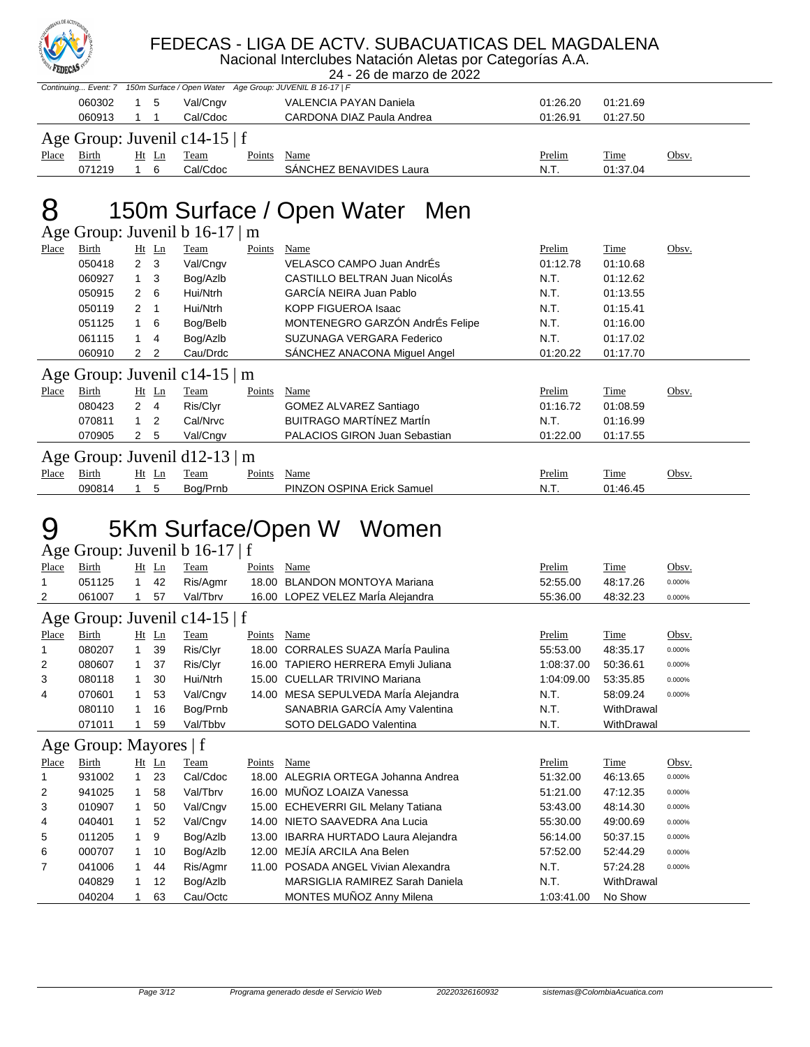Continuing... Event: 7 150m Surface / Open Water Age Group: JUVENIL B 16-17 | F

| Place | Birth | Ht | Ln | Team | Points | Name | Prelim | Time | Obsv. |
|---|---|---|---|---|---|---|---|---|---|
| | 060302 | 1 | 5 | Val/Cngv | | VALENCIA PAYAN Daniela | 01:26.20 | 01:21.69 | |
| | 060913 | 1 | 1 | Cal/Cdoc | | CARDONA DIAZ Paula Andrea | 01:26.91 | 01:27.50 | |

### Age Group: Juvenil c14-15 | f

| Place | Birth | Ht | Ln | Team | Points | Name | Prelim | Time | Obsv. |
|---|---|---|---|---|---|---|---|---|---|
| | 071219 | 1 | 6 | Cal/Cdoc | | SÁNCHEZ BENAVIDES Laura | N.T. | 01:37.04 | |

# 8 150m Surface / Open Water Men

### Age Group: Juvenil b 16-17 | m

| Place | Birth | Ht | Ln | Team | Points | Name | Prelim | Time | Obsv. |
|---|---|---|---|---|---|---|---|---|---|
| | 050418 | 2 | 3 | Val/Cngv | | VELASCO CAMPO Juan AndrÉs | 01:12.78 | 01:10.68 | |
| | 060927 | 1 | 3 | Bog/Azlb | | CASTILLO BELTRAN Juan NicolÁs | N.T. | 01:12.62 | |
| | 050915 | 2 | 6 | Hui/Ntrh | | GARCÍA NEIRA Juan Pablo | N.T. | 01:13.55 | |
| | 050119 | 2 | 1 | Hui/Ntrh | | KOPP FIGUEROA Isaac | N.T. | 01:15.41 | |
| | 051125 | 1 | 6 | Bog/Belb | | MONTENEGRO GARZÓN AndrÉs Felipe | N.T. | 01:16.00 | |
| | 061115 | 1 | 4 | Bog/Azlb | | SUZUNAGA VERGARA Federico | N.T. | 01:17.02 | |
| | 060910 | 2 | 2 | Cau/Drdc | | SÁNCHEZ ANACONA Miguel Angel | 01:20.22 | 01:17.70 | |

### Age Group: Juvenil c14-15 | m

| Place | Birth | Ht | Ln | Team | Points | Name | Prelim | Time | Obsv. |
|---|---|---|---|---|---|---|---|---|---|
| | 080423 | 2 | 4 | Ris/Clyr | | GOMEZ ALVAREZ Santiago | 01:16.72 | 01:08.59 | |
| | 070811 | 1 | 2 | Cal/Nrvc | | BUITRAGO MARTÍNEZ MartÍn | N.T. | 01:16.99 | |
| | 070905 | 2 | 5 | Val/Cngv | | PALACIOS GIRON Juan Sebastian | 01:22.00 | 01:17.55 | |

### Age Group: Juvenil d12-13 | m

| Place | Birth | Ht | Ln | Team | Points | Name | Prelim | Time | Obsv. |
|---|---|---|---|---|---|---|---|---|---|
| | 090814 | 1 | 5 | Bog/Prnb | | PINZON OSPINA Erick Samuel | N.T. | 01:46.45 | |

# 9 5Km Surface/Open W Women

### Age Group: Juvenil b 16-17 | f

| Place | Birth | Ht | Ln | Team | Points | Name | Prelim | Time | Obsv. |
|---|---|---|---|---|---|---|---|---|---|
| 1 | 051125 | 1 | 42 | Ris/Agmr | 18.00 | BLANDON MONTOYA Mariana | 52:55.00 | 48:17.26 | 0.000% |
| 2 | 061007 | 1 | 57 | Val/Tbrv | 16.00 | LOPEZ VELEZ MarÍa Alejandra | 55:36.00 | 48:32.23 | 0.000% |

### Age Group: Juvenil c14-15 | f

| Place | Birth | Ht | Ln | Team | Points | Name | Prelim | Time | Obsv. |
|---|---|---|---|---|---|---|---|---|---|
| 1 | 080207 | 1 | 39 | Ris/Clyr | 18.00 | CORRALES SUAZA MarÍa Paulina | 55:53.00 | 48:35.17 | 0.000% |
| 2 | 080607 | 1 | 37 | Ris/Clyr | 16.00 | TAPIERO HERRERA Emyli Juliana | 1:08:37.00 | 50:36.61 | 0.000% |
| 3 | 080118 | 1 | 30 | Hui/Ntrh | 15.00 | CUELLAR TRIVINO Mariana | 1:04:09.00 | 53:35.85 | 0.000% |
| 4 | 070601 | 1 | 53 | Val/Cngv | 14.00 | MESA SEPULVEDA MarÍa Alejandra | N.T. | 58:09.24 | 0.000% |
| | 080110 | 1 | 16 | Bog/Prnb | | SANABRIA GARCÍA Amy Valentina | N.T. | WithDrawal | |
| | 071011 | 1 | 59 | Val/Tbbv | | SOTO DELGADO Valentina | N.T. | WithDrawal | |

### Age Group: Mayores | f

| Place | Birth | Ht | Ln | Team | Points | Name | Prelim | Time | Obsv. |
|---|---|---|---|---|---|---|---|---|---|
| 1 | 931002 | 1 | 23 | Cal/Cdoc | 18.00 | ALEGRIA ORTEGA Johanna Andrea | 51:32.00 | 46:13.65 | 0.000% |
| 2 | 941025 | 1 | 58 | Val/Tbrv | 16.00 | MUÑOZ LOAIZA Vanessa | 51:21.00 | 47:12.35 | 0.000% |
| 3 | 010907 | 1 | 50 | Val/Cngv | 15.00 | ECHEVERRI GIL Melany Tatiana | 53:43.00 | 48:14.30 | 0.000% |
| 4 | 040401 | 1 | 52 | Val/Cngv | 14.00 | NIETO SAAVEDRA Ana Lucia | 55:30.00 | 49:00.69 | 0.000% |
| 5 | 011205 | 1 | 9 | Bog/Azlb | 13.00 | IBARRA HURTADO Laura Alejandra | 56:14.00 | 50:37.15 | 0.000% |
| 6 | 000707 | 1 | 10 | Bog/Azlb | 12.00 | MEJÍA ARCILA Ana Belen | 57:52.00 | 52:44.29 | 0.000% |
| 7 | 041006 | 1 | 44 | Ris/Agmr | 11.00 | POSADA ANGEL Vivian Alexandra | N.T. | 57:24.28 | 0.000% |
| | 040829 | 1 | 12 | Bog/Azlb | | MARSIGLIA RAMIREZ Sarah Daniela | N.T. | WithDrawal | |
| | 040204 | 1 | 63 | Cau/Octc | | MONTES MUÑOZ Anny Milena | 1:03:41.00 | No Show | |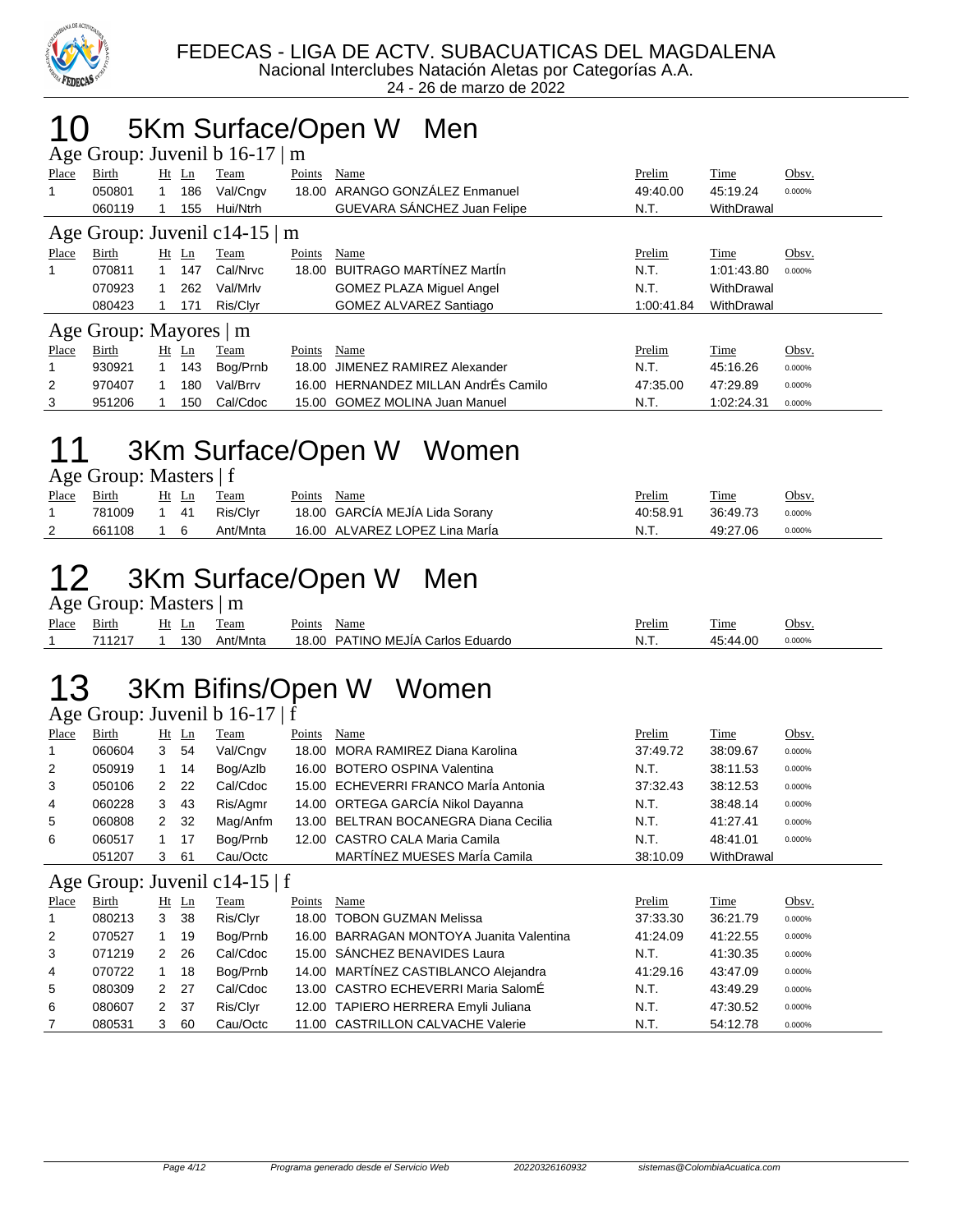FEDECAS - LIGA DE ACTV. SUBACUATICAS DEL MAGDALENA
Nacional Interclubes Natación Aletas por Categorías A.A.
24 - 26 de marzo de 2022

# 10 5Km Surface/Open W Men

### Age Group: Juvenil b 16-17 | m

| Place | Birth | Ht | Ln | Team | Points | Name | Prelim | Time | Obsv. |
|---|---|---|---|---|---|---|---|---|---|
| 1 | 050801 | 1 | 186 | Val/Cngv | 18.00 | ARANGO GONZÁLEZ Enmanuel | 49:40.00 | 45:19.24 | 0.000% |
| | 060119 | 1 | 155 | Hui/Ntrh | | GUEVARA SÁNCHEZ Juan Felipe | N.T. | WithDrawal | |

### Age Group: Juvenil c14-15 | m

| Place | Birth | Ht | Ln | Team | Points | Name | Prelim | Time | Obsv. |
|---|---|---|---|---|---|---|---|---|---|
| 1 | 070811 | 1 | 147 | Cal/Nrvc | 18.00 | BUITRAGO MARTÍNEZ MartÍn | N.T. | 1:01:43.80 | 0.000% |
| | 070923 | 1 | 262 | Val/Mrlv | | GOMEZ PLAZA Miguel Angel | N.T. | WithDrawal | |
| | 080423 | 1 | 171 | Ris/Clyr | | GOMEZ ALVAREZ Santiago | 1:00:41.84 | WithDrawal | |

### Age Group: Mayores | m

| Place | Birth | Ht | Ln | Team | Points | Name | Prelim | Time | Obsv. |
|---|---|---|---|---|---|---|---|---|---|
| 1 | 930921 | 1 | 143 | Bog/Prnb | 18.00 | JIMENEZ RAMIREZ Alexander | N.T. | 45:16.26 | 0.000% |
| 2 | 970407 | 1 | 180 | Val/Brrv | 16.00 | HERNANDEZ MILLAN AndrÉs Camilo | 47:35.00 | 47:29.89 | 0.000% |
| 3 | 951206 | 1 | 150 | Cal/Cdoc | 15.00 | GOMEZ MOLINA Juan Manuel | N.T. | 1:02:24.31 | 0.000% |

# 11 3Km Surface/Open W Women

### Age Group: Masters | f

| Place | Birth | Ht | Ln | Team | Points | Name | Prelim | Time | Obsv. |
|---|---|---|---|---|---|---|---|---|---|
| 1 | 781009 | 1 | 41 | Ris/Clyr | 18.00 | GARCÍA MEJÍA Lida Sorany | 40:58.91 | 36:49.73 | 0.000% |
| 2 | 661108 | 1 | 6 | Ant/Mnta | 16.00 | ALVAREZ LOPEZ Lina MarÍa | N.T. | 49:27.06 | 0.000% |

# 12 3Km Surface/Open W Men

### Age Group: Masters | m

| Place | Birth | Ht | Ln | Team | Points | Name | Prelim | Time | Obsv. |
|---|---|---|---|---|---|---|---|---|---|
| 1 | 711217 | 1 | 130 | Ant/Mnta | 18.00 | PATINO MEJÍA Carlos Eduardo | N.T. | 45:44.00 | 0.000% |

# 13 3Km Bifins/Open W Women

### Age Group: Juvenil b 16-17 | f

| Place | Birth | Ht | Ln | Team | Points | Name | Prelim | Time | Obsv. |
|---|---|---|---|---|---|---|---|---|---|
| 1 | 060604 | 3 | 54 | Val/Cngv | 18.00 | MORA RAMIREZ Diana Karolina | 37:49.72 | 38:09.67 | 0.000% |
| 2 | 050919 | 1 | 14 | Bog/Azlb | 16.00 | BOTERO OSPINA Valentina | N.T. | 38:11.53 | 0.000% |
| 3 | 050106 | 2 | 22 | Cal/Cdoc | 15.00 | ECHEVERRI FRANCO MarÍa Antonia | 37:32.43 | 38:12.53 | 0.000% |
| 4 | 060228 | 3 | 43 | Ris/Agmr | 14.00 | ORTEGA GARCÍA Nikol Dayanna | N.T. | 38:48.14 | 0.000% |
| 5 | 060808 | 2 | 32 | Mag/Anfm | 13.00 | BELTRAN BOCANEGRA Diana Cecilia | N.T. | 41:27.41 | 0.000% |
| 6 | 060517 | 1 | 17 | Bog/Prnb | 12.00 | CASTRO CALA Maria Camila | N.T. | 48:41.01 | 0.000% |
| | 051207 | 3 | 61 | Cau/Octc | | MARTÍNEZ MUESES MarÍa Camila | 38:10.09 | WithDrawal | |

### Age Group: Juvenil c14-15 | f

| Place | Birth | Ht | Ln | Team | Points | Name | Prelim | Time | Obsv. |
|---|---|---|---|---|---|---|---|---|---|
| 1 | 080213 | 3 | 38 | Ris/Clyr | 18.00 | TOBON GUZMAN Melissa | 37:33.30 | 36:21.79 | 0.000% |
| 2 | 070527 | 1 | 19 | Bog/Prnb | 16.00 | BARRAGAN MONTOYA Juanita Valentina | 41:24.09 | 41:22.55 | 0.000% |
| 3 | 071219 | 2 | 26 | Cal/Cdoc | 15.00 | SÁNCHEZ BENAVIDES Laura | N.T. | 41:30.35 | 0.000% |
| 4 | 070722 | 1 | 18 | Bog/Prnb | 14.00 | MARTÍNEZ CASTIBLANCO Alejandra | 41:29.16 | 43:47.09 | 0.000% |
| 5 | 080309 | 2 | 27 | Cal/Cdoc | 13.00 | CASTRO ECHEVERRI Maria SalomÉ | N.T. | 43:49.29 | 0.000% |
| 6 | 080607 | 2 | 37 | Ris/Clyr | 12.00 | TAPIERO HERRERA Emyli Juliana | N.T. | 47:30.52 | 0.000% |
| 7 | 080531 | 3 | 60 | Cau/Octc | 11.00 | CASTRILLON CALVACHE Valerie | N.T. | 54:12.78 | 0.000% |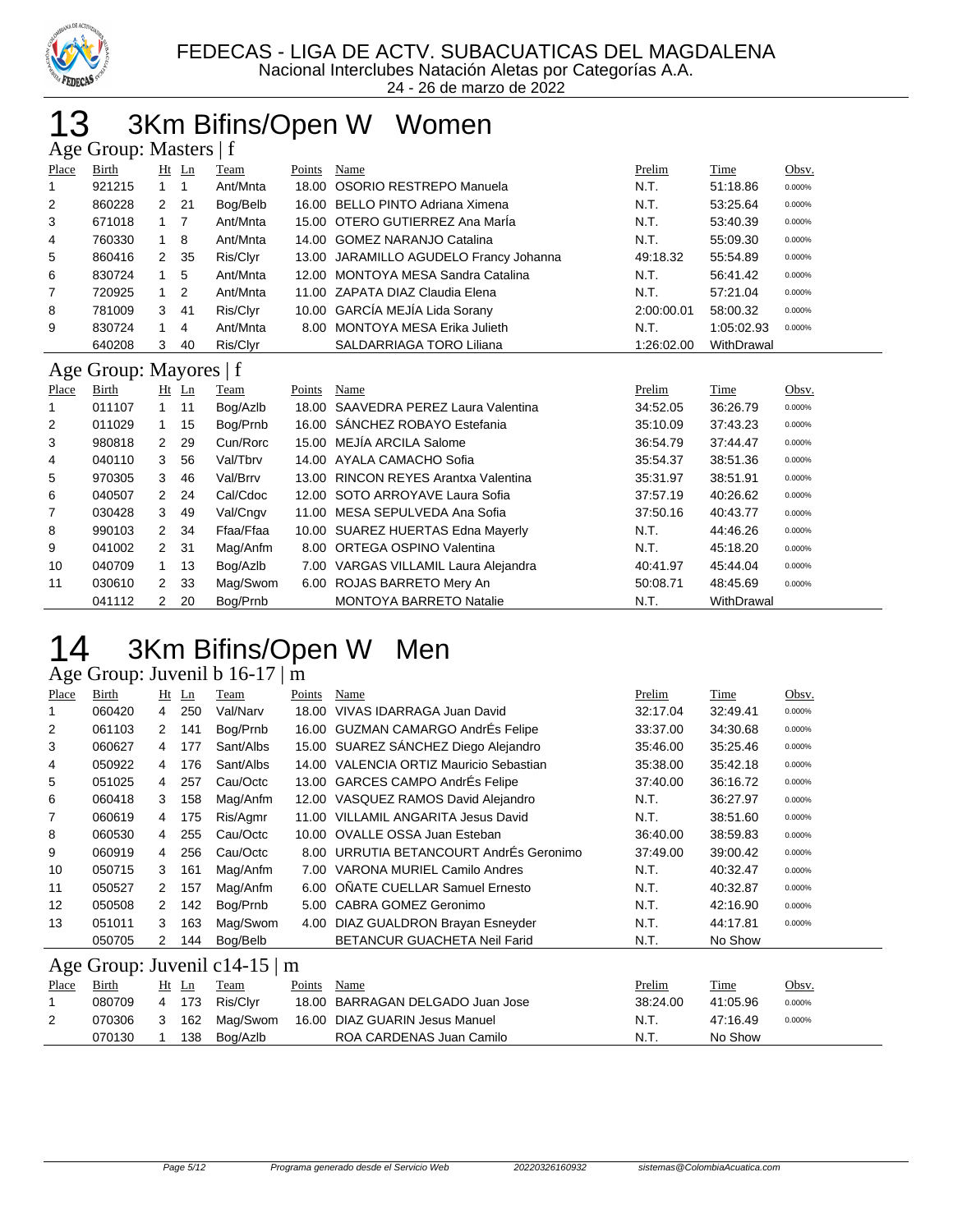# 13 3Km Bifins/Open W Women

## Age Group: Masters | f

| Place | Birth | Ht | Ln | Team | Points | Name | Prelim | Time | Obsv. |
|---|---|---|---|---|---|---|---|---|---|
| 1 | 921215 | 1 | 1 | Ant/Mnta | 18.00 | OSORIO RESTREPO Manuela | N.T. | 51:18.86 | 0.000% |
| 2 | 860228 | 2 | 21 | Bog/Belb | 16.00 | BELLO PINTO Adriana Ximena | N.T. | 53:25.64 | 0.000% |
| 3 | 671018 | 1 | 7 | Ant/Mnta | 15.00 | OTERO GUTIERREZ Ana MarÍa | N.T. | 53:40.39 | 0.000% |
| 4 | 760330 | 1 | 8 | Ant/Mnta | 14.00 | GOMEZ NARANJO Catalina | N.T. | 55:09.30 | 0.000% |
| 5 | 860416 | 2 | 35 | Ris/Clyr | 13.00 | JARAMILLO AGUDELO Francy Johanna | 49:18.32 | 55:54.89 | 0.000% |
| 6 | 830724 | 1 | 5 | Ant/Mnta | 12.00 | MONTOYA MESA Sandra Catalina | N.T. | 56:41.42 | 0.000% |
| 7 | 720925 | 1 | 2 | Ant/Mnta | 11.00 | ZAPATA DIAZ Claudia Elena | N.T. | 57:21.04 | 0.000% |
| 8 | 781009 | 3 | 41 | Ris/Clyr | 10.00 | GARCÍA MEJÍA Lida Sorany | 2:00:00.01 | 58:00.32 | 0.000% |
| 9 | 830724 | 1 | 4 | Ant/Mnta | 8.00 | MONTOYA MESA Erika Julieth | N.T. | 1:05:02.93 | 0.000% |
|  | 640208 | 3 | 40 | Ris/Clyr |  | SALDARRIAGA TORO Liliana | 1:26:02.00 | WithDrawal |  |

## Age Group: Mayores | f

| Place | Birth | Ht | Ln | Team | Points | Name | Prelim | Time | Obsv. |
|---|---|---|---|---|---|---|---|---|---|
| 1 | 011107 | 1 | 11 | Bog/Azlb | 18.00 | SAAVEDRA PEREZ Laura Valentina | 34:52.05 | 36:26.79 | 0.000% |
| 2 | 011029 | 1 | 15 | Bog/Prnb | 16.00 | SÁNCHEZ ROBAYO Estefania | 35:10.09 | 37:43.23 | 0.000% |
| 3 | 980818 | 2 | 29 | Cun/Rorc | 15.00 | MEJÍA ARCILA Salome | 36:54.79 | 37:44.47 | 0.000% |
| 4 | 040110 | 3 | 56 | Val/Tbrv | 14.00 | AYALA CAMACHO Sofia | 35:54.37 | 38:51.36 | 0.000% |
| 5 | 970305 | 3 | 46 | Val/Brrv | 13.00 | RINCON REYES Arantxa Valentina | 35:31.97 | 38:51.91 | 0.000% |
| 6 | 040507 | 2 | 24 | Cal/Cdoc | 12.00 | SOTO ARROYAVE Laura Sofia | 37:57.19 | 40:26.62 | 0.000% |
| 7 | 030428 | 3 | 49 | Val/Cngv | 11.00 | MESA SEPULVEDA Ana Sofia | 37:50.16 | 40:43.77 | 0.000% |
| 8 | 990103 | 2 | 34 | Ffaa/Ffaa | 10.00 | SUAREZ HUERTAS Edna Mayerly | N.T. | 44:46.26 | 0.000% |
| 9 | 041002 | 2 | 31 | Mag/Anfm | 8.00 | ORTEGA OSPINO Valentina | N.T. | 45:18.20 | 0.000% |
| 10 | 040709 | 1 | 13 | Bog/Azlb | 7.00 | VARGAS VILLAMIL Laura Alejandra | 40:41.97 | 45:44.04 | 0.000% |
| 11 | 030610 | 2 | 33 | Mag/Swom | 6.00 | ROJAS BARRETO Mery An | 50:08.71 | 48:45.69 | 0.000% |
|  | 041112 | 2 | 20 | Bog/Prnb |  | MONTOYA BARRETO Natalie | N.T. | WithDrawal |  |

# 14 3Km Bifins/Open W Men

## Age Group: Juvenil b 16-17 | m

| Place | Birth | Ht | Ln | Team | Points | Name | Prelim | Time | Obsv. |
|---|---|---|---|---|---|---|---|---|---|
| 1 | 060420 | 4 | 250 | Val/Narv | 18.00 | VIVAS IDARRAGA Juan David | 32:17.04 | 32:49.41 | 0.000% |
| 2 | 061103 | 2 | 141 | Bog/Prnb | 16.00 | GUZMAN CAMARGO AndrÉs Felipe | 33:37.00 | 34:30.68 | 0.000% |
| 3 | 060627 | 4 | 177 | Sant/Albs | 15.00 | SUAREZ SÁNCHEZ Diego Alejandro | 35:46.00 | 35:25.46 | 0.000% |
| 4 | 050922 | 4 | 176 | Sant/Albs | 14.00 | VALENCIA ORTIZ Mauricio Sebastian | 35:38.00 | 35:42.18 | 0.000% |
| 5 | 051025 | 4 | 257 | Cau/Octc | 13.00 | GARCES CAMPO AndrÉs Felipe | 37:40.00 | 36:16.72 | 0.000% |
| 6 | 060418 | 3 | 158 | Mag/Anfm | 12.00 | VASQUEZ RAMOS David Alejandro | N.T. | 36:27.97 | 0.000% |
| 7 | 060619 | 4 | 175 | Ris/Agmr | 11.00 | VILLAMIL ANGARITA Jesus David | N.T. | 38:51.60 | 0.000% |
| 8 | 060530 | 4 | 255 | Cau/Octc | 10.00 | OVALLE OSSA Juan Esteban | 36:40.00 | 38:59.83 | 0.000% |
| 9 | 060919 | 4 | 256 | Cau/Octc | 8.00 | URRUTIA BETANCOURT AndrÉs Geronimo | 37:49.00 | 39:00.42 | 0.000% |
| 10 | 050715 | 3 | 161 | Mag/Anfm | 7.00 | VARONA MURIEL Camilo Andres | N.T. | 40:32.47 | 0.000% |
| 11 | 050527 | 2 | 157 | Mag/Anfm | 6.00 | OÑATE CUELLAR Samuel Ernesto | N.T. | 40:32.87 | 0.000% |
| 12 | 050508 | 2 | 142 | Bog/Prnb | 5.00 | CABRA GOMEZ Geronimo | N.T. | 42:16.90 | 0.000% |
| 13 | 051011 | 3 | 163 | Mag/Swom | 4.00 | DIAZ GUALDRON Brayan Esneyder | N.T. | 44:17.81 | 0.000% |
|  | 050705 | 2 | 144 | Bog/Belb |  | BETANCUR GUACHETA Neil Farid | N.T. | No Show |  |

## Age Group: Juvenil c14-15 | m

| Place | Birth | Ht | Ln | Team | Points | Name | Prelim | Time | Obsv. |
|---|---|---|---|---|---|---|---|---|---|
| 1 | 080709 | 4 | 173 | Ris/Clyr | 18.00 | BARRAGAN DELGADO Juan Jose | 38:24.00 | 41:05.96 | 0.000% |
| 2 | 070306 | 3 | 162 | Mag/Swom | 16.00 | DIAZ GUARIN Jesus Manuel | N.T. | 47:16.49 | 0.000% |
|  | 070130 | 1 | 138 | Bog/Azlb |  | ROA CARDENAS Juan Camilo | N.T. | No Show |  |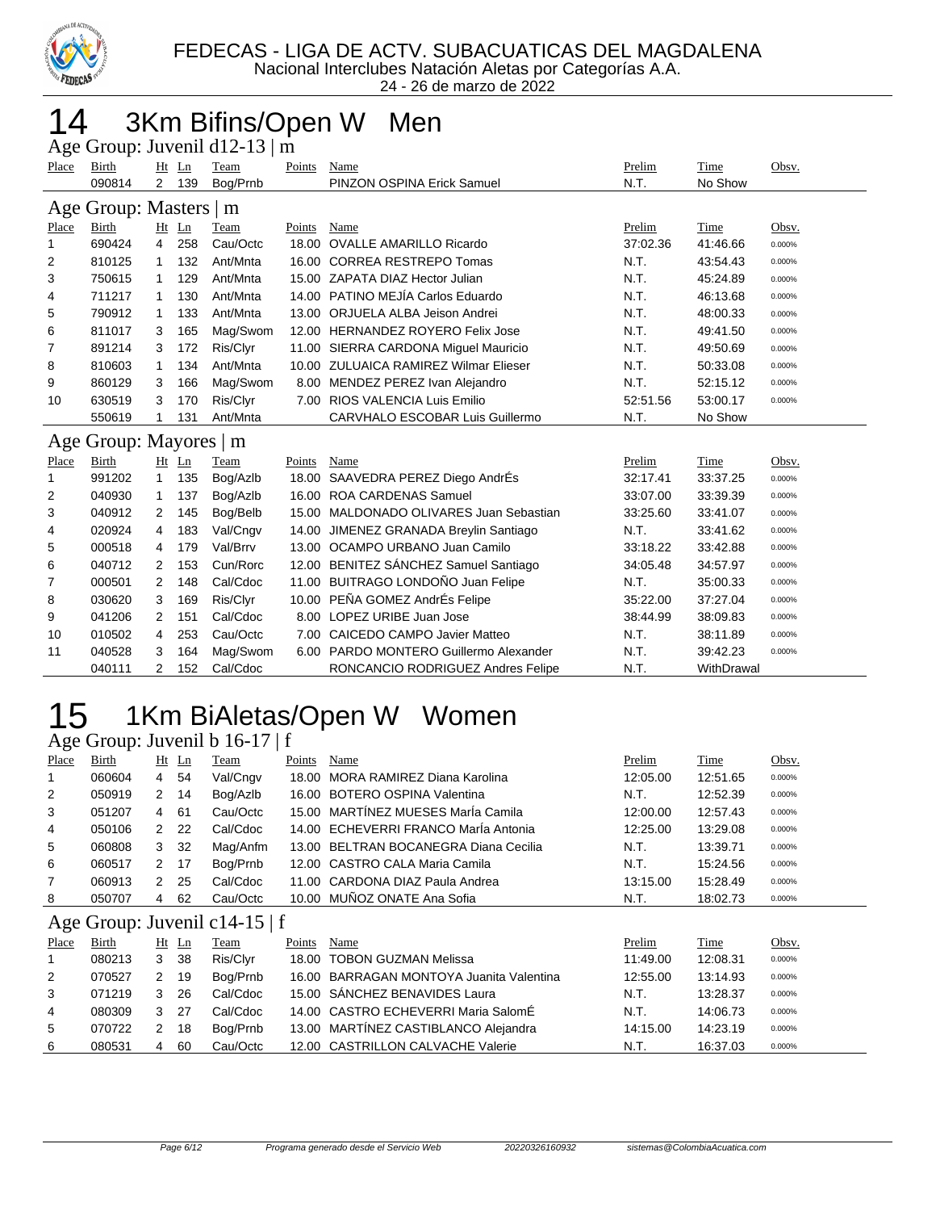FEDECAS - LIGA DE ACTV. SUBACUATICAS DEL MAGDALENA
Nacional Interclubes Natación Aletas por Categorías A.A.
24 - 26 de marzo de 2022

# 14 3Km Bifins/Open W Men

## Age Group: Juvenil d12-13 | m

| Place | Birth | Ht | Ln | Team | Points | Name | Prelim | Time | Obsv. |
|---|---|---|---|---|---|---|---|---|---|
| | 090814 | 2 | 139 | Bog/Prnb | | PINZON OSPINA Erick Samuel | N.T. | No Show | |

## Age Group: Masters | m

| Place | Birth | Ht | Ln | Team | Points | Name | Prelim | Time | Obsv. |
|---|---|---|---|---|---|---|---|---|---|
| 1 | 690424 | 4 | 258 | Cau/Octc | 18.00 | OVALLE AMARILLO Ricardo | 37:02.36 | 41:46.66 | 0.000% |
| 2 | 810125 | 1 | 132 | Ant/Mnta | 16.00 | CORREA RESTREPO Tomas | N.T. | 43:54.43 | 0.000% |
| 3 | 750615 | 1 | 129 | Ant/Mnta | 15.00 | ZAPATA DIAZ Hector Julian | N.T. | 45:24.89 | 0.000% |
| 4 | 711217 | 1 | 130 | Ant/Mnta | 14.00 | PATINO MEJÍA Carlos Eduardo | N.T. | 46:13.68 | 0.000% |
| 5 | 790912 | 1 | 133 | Ant/Mnta | 13.00 | ORJUELA ALBA Jeison Andrei | N.T. | 48:00.33 | 0.000% |
| 6 | 811017 | 3 | 165 | Mag/Swom | 12.00 | HERNANDEZ ROYERO Felix Jose | N.T. | 49:41.50 | 0.000% |
| 7 | 891214 | 3 | 172 | Ris/Clyr | 11.00 | SIERRA CARDONA Miguel Mauricio | N.T. | 49:50.69 | 0.000% |
| 8 | 810603 | 1 | 134 | Ant/Mnta | 10.00 | ZULUAICA RAMIREZ Wilmar Elieser | N.T. | 50:33.08 | 0.000% |
| 9 | 860129 | 3 | 166 | Mag/Swom | 8.00 | MENDEZ PEREZ Ivan Alejandro | N.T. | 52:15.12 | 0.000% |
| 10 | 630519 | 3 | 170 | Ris/Clyr | 7.00 | RIOS VALENCIA Luis Emilio | 52:51.56 | 53:00.17 | 0.000% |
| | 550619 | 1 | 131 | Ant/Mnta | | CARVHALO ESCOBAR Luis Guillermo | N.T. | No Show | |

## Age Group: Mayores | m

| Place | Birth | Ht | Ln | Team | Points | Name | Prelim | Time | Obsv. |
|---|---|---|---|---|---|---|---|---|---|
| 1 | 991202 | 1 | 135 | Bog/Azlb | 18.00 | SAAVEDRA PEREZ Diego AndrÉs | 32:17.41 | 33:37.25 | 0.000% |
| 2 | 040930 | 1 | 137 | Bog/Azlb | 16.00 | ROA CARDENAS Samuel | 33:07.00 | 33:39.39 | 0.000% |
| 3 | 040912 | 2 | 145 | Bog/Belb | 15.00 | MALDONADO OLIVARES Juan Sebastian | 33:25.60 | 33:41.07 | 0.000% |
| 4 | 020924 | 4 | 183 | Val/Cngv | 14.00 | JIMENEZ GRANADA Breylin Santiago | N.T. | 33:41.62 | 0.000% |
| 5 | 000518 | 4 | 179 | Val/Brrv | 13.00 | OCAMPO URBANO Juan Camilo | 33:18.22 | 33:42.88 | 0.000% |
| 6 | 040712 | 2 | 153 | Cun/Rorc | 12.00 | BENITEZ SÁNCHEZ Samuel Santiago | 34:05.48 | 34:57.97 | 0.000% |
| 7 | 000501 | 2 | 148 | Cal/Cdoc | 11.00 | BUITRAGO LONDOÑO Juan Felipe | N.T. | 35:00.33 | 0.000% |
| 8 | 030620 | 3 | 169 | Ris/Clyr | 10.00 | PEÑA GOMEZ AndrÉs Felipe | 35:22.00 | 37:27.04 | 0.000% |
| 9 | 041206 | 2 | 151 | Cal/Cdoc | 8.00 | LOPEZ URIBE Juan Jose | 38:44.99 | 38:09.83 | 0.000% |
| 10 | 010502 | 4 | 253 | Cau/Octc | 7.00 | CAICEDO CAMPO Javier Matteo | N.T. | 38:11.89 | 0.000% |
| 11 | 040528 | 3 | 164 | Mag/Swom | 6.00 | PARDO MONTERO Guillermo Alexander | N.T. | 39:42.23 | 0.000% |
| | 040111 | 2 | 152 | Cal/Cdoc | | RONCANCIO RODRIGUEZ Andres Felipe | N.T. | WithDrawal | |

# 15 1Km BiAletas/Open W Women

## Age Group: Juvenil b 16-17 | f

| Place | Birth | Ht | Ln | Team | Points | Name | Prelim | Time | Obsv. |
|---|---|---|---|---|---|---|---|---|---|
| 1 | 060604 | 4 | 54 | Val/Cngv | 18.00 | MORA RAMIREZ Diana Karolina | 12:05.00 | 12:51.65 | 0.000% |
| 2 | 050919 | 2 | 14 | Bog/Azlb | 16.00 | BOTERO OSPINA Valentina | N.T. | 12:52.39 | 0.000% |
| 3 | 051207 | 4 | 61 | Cau/Octc | 15.00 | MARTÍNEZ MUESES MarÍa Camila | 12:00.00 | 12:57.43 | 0.000% |
| 4 | 050106 | 2 | 22 | Cal/Cdoc | 14.00 | ECHEVERRI FRANCO MarÍa Antonia | 12:25.00 | 13:29.08 | 0.000% |
| 5 | 060808 | 3 | 32 | Mag/Anfm | 13.00 | BELTRAN BOCANEGRA Diana Cecilia | N.T. | 13:39.71 | 0.000% |
| 6 | 060517 | 2 | 17 | Bog/Prnb | 12.00 | CASTRO CALA Maria Camila | N.T. | 15:24.56 | 0.000% |
| 7 | 060913 | 2 | 25 | Cal/Cdoc | 11.00 | CARDONA DIAZ Paula Andrea | 13:15.00 | 15:28.49 | 0.000% |
| 8 | 050707 | 4 | 62 | Cau/Octc | 10.00 | MUÑOZ ONATE Ana Sofia | N.T. | 18:02.73 | 0.000% |

## Age Group: Juvenil c14-15 | f

| Place | Birth | Ht | Ln | Team | Points | Name | Prelim | Time | Obsv. |
|---|---|---|---|---|---|---|---|---|---|
| 1 | 080213 | 3 | 38 | Ris/Clyr | 18.00 | TOBON GUZMAN Melissa | 11:49.00 | 12:08.31 | 0.000% |
| 2 | 070527 | 2 | 19 | Bog/Prnb | 16.00 | BARRAGAN MONTOYA Juanita Valentina | 12:55.00 | 13:14.93 | 0.000% |
| 3 | 071219 | 3 | 26 | Cal/Cdoc | 15.00 | SÁNCHEZ BENAVIDES Laura | N.T. | 13:28.37 | 0.000% |
| 4 | 080309 | 3 | 27 | Cal/Cdoc | 14.00 | CASTRO ECHEVERRI Maria SalomÉ | N.T. | 14:06.73 | 0.000% |
| 5 | 070722 | 2 | 18 | Bog/Prnb | 13.00 | MARTÍNEZ CASTIBLANCO Alejandra | 14:15.00 | 14:23.19 | 0.000% |
| 6 | 080531 | 4 | 60 | Cau/Octc | 12.00 | CASTRILLON CALVACHE Valerie | N.T. | 16:37.03 | 0.000% |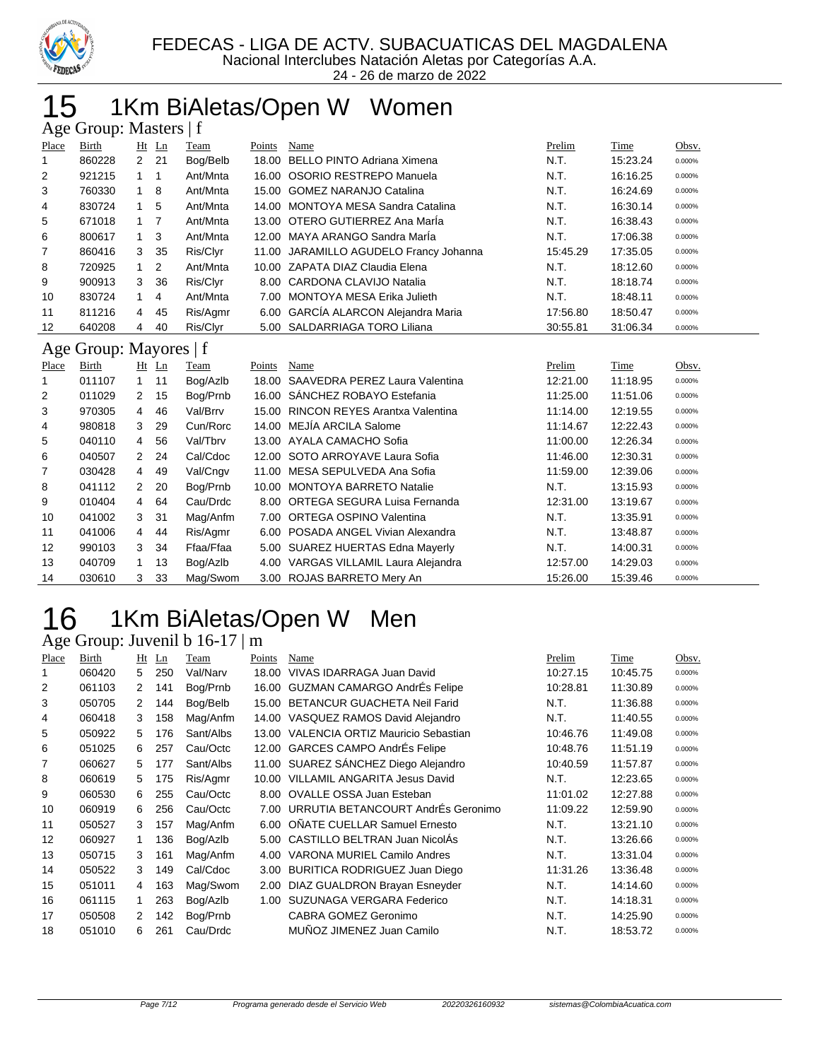FEDECAS - LIGA DE ACTV. SUBACUATICAS DEL MAGDALENA
Nacional Interclubes Natación Aletas por Categorías A.A.
24 - 26 de marzo de 2022

# 15 1Km BiAletas/Open W Women

## Age Group: Masters | f

| Place | Birth | Ht | Ln | Team | Points | Name | Prelim | Time | Obsv. |
|---|---|---|---|---|---|---|---|---|---|
| 1 | 860228 | 2 | 21 | Bog/Belb | 18.00 | BELLO PINTO Adriana Ximena | N.T. | 15:23.24 | 0.000% |
| 2 | 921215 | 1 | 1 | Ant/Mnta | 16.00 | OSORIO RESTREPO Manuela | N.T. | 16:16.25 | 0.000% |
| 3 | 760330 | 1 | 8 | Ant/Mnta | 15.00 | GOMEZ NARANJO Catalina | N.T. | 16:24.69 | 0.000% |
| 4 | 830724 | 1 | 5 | Ant/Mnta | 14.00 | MONTOYA MESA Sandra Catalina | N.T. | 16:30.14 | 0.000% |
| 5 | 671018 | 1 | 7 | Ant/Mnta | 13.00 | OTERO GUTIERREZ Ana MarÍa | N.T. | 16:38.43 | 0.000% |
| 6 | 800617 | 1 | 3 | Ant/Mnta | 12.00 | MAYA ARANGO Sandra MarÍa | N.T. | 17:06.38 | 0.000% |
| 7 | 860416 | 3 | 35 | Ris/Clyr | 11.00 | JARAMILLO AGUDELO Francy Johanna | 15:45.29 | 17:35.05 | 0.000% |
| 8 | 720925 | 1 | 2 | Ant/Mnta | 10.00 | ZAPATA DIAZ Claudia Elena | N.T. | 18:12.60 | 0.000% |
| 9 | 900913 | 3 | 36 | Ris/Clyr | 8.00 | CARDONA CLAVIJO Natalia | N.T. | 18:18.74 | 0.000% |
| 10 | 830724 | 1 | 4 | Ant/Mnta | 7.00 | MONTOYA MESA Erika Julieth | N.T. | 18:48.11 | 0.000% |
| 11 | 811216 | 4 | 45 | Ris/Agmr | 6.00 | GARCÍA ALARCON Alejandra Maria | 17:56.80 | 18:50.47 | 0.000% |
| 12 | 640208 | 4 | 40 | Ris/Clyr | 5.00 | SALDARRIAGA TORO Liliana | 30:55.81 | 31:06.34 | 0.000% |

## Age Group: Mayores | f

| Place | Birth | Ht | Ln | Team | Points | Name | Prelim | Time | Obsv. |
|---|---|---|---|---|---|---|---|---|---|
| 1 | 011107 | 1 | 11 | Bog/Azlb | 18.00 | SAAVEDRA PEREZ Laura Valentina | 12:21.00 | 11:18.95 | 0.000% |
| 2 | 011029 | 2 | 15 | Bog/Prnb | 16.00 | SÁNCHEZ ROBAYO Estefania | 11:25.00 | 11:51.06 | 0.000% |
| 3 | 970305 | 4 | 46 | Val/Brrv | 15.00 | RINCON REYES Arantxa Valentina | 11:14.00 | 12:19.55 | 0.000% |
| 4 | 980818 | 3 | 29 | Cun/Rorc | 14.00 | MEJÍA ARCILA Salome | 11:14.67 | 12:22.43 | 0.000% |
| 5 | 040110 | 4 | 56 | Val/Tbrv | 13.00 | AYALA CAMACHO Sofia | 11:00.00 | 12:26.34 | 0.000% |
| 6 | 040507 | 2 | 24 | Cal/Cdoc | 12.00 | SOTO ARROYAVE Laura Sofia | 11:46.00 | 12:30.31 | 0.000% |
| 7 | 030428 | 4 | 49 | Val/Cngv | 11.00 | MESA SEPULVEDA Ana Sofia | 11:59.00 | 12:39.06 | 0.000% |
| 8 | 041112 | 2 | 20 | Bog/Prnb | 10.00 | MONTOYA BARRETO Natalie | N.T. | 13:15.93 | 0.000% |
| 9 | 010404 | 4 | 64 | Cau/Drdc | 8.00 | ORTEGA SEGURA Luisa Fernanda | 12:31.00 | 13:19.67 | 0.000% |
| 10 | 041002 | 3 | 31 | Mag/Anfm | 7.00 | ORTEGA OSPINO Valentina | N.T. | 13:35.91 | 0.000% |
| 11 | 041006 | 4 | 44 | Ris/Agmr | 6.00 | POSADA ANGEL Vivian Alexandra | N.T. | 13:48.87 | 0.000% |
| 12 | 990103 | 3 | 34 | Ffaa/Ffaa | 5.00 | SUAREZ HUERTAS Edna Mayerly | N.T. | 14:00.31 | 0.000% |
| 13 | 040709 | 1 | 13 | Bog/Azlb | 4.00 | VARGAS VILLAMIL Laura Alejandra | 12:57.00 | 14:29.03 | 0.000% |
| 14 | 030610 | 3 | 33 | Mag/Swom | 3.00 | ROJAS BARRETO Mery An | 15:26.00 | 15:39.46 | 0.000% |

# 16 1Km BiAletas/Open W Men

## Age Group: Juvenil b 16-17 | m

| Place | Birth | Ht | Ln | Team | Points | Name | Prelim | Time | Obsv. |
|---|---|---|---|---|---|---|---|---|---|
| 1 | 060420 | 5 | 250 | Val/Narv | 18.00 | VIVAS IDARRAGA Juan David | 10:27.15 | 10:45.75 | 0.000% |
| 2 | 061103 | 2 | 141 | Bog/Prnb | 16.00 | GUZMAN CAMARGO AndrÉs Felipe | 10:28.81 | 11:30.89 | 0.000% |
| 3 | 050705 | 2 | 144 | Bog/Belb | 15.00 | BETANCUR GUACHETA Neil Farid | N.T. | 11:36.88 | 0.000% |
| 4 | 060418 | 3 | 158 | Mag/Anfm | 14.00 | VASQUEZ RAMOS David Alejandro | N.T. | 11:40.55 | 0.000% |
| 5 | 050922 | 5 | 176 | Sant/Albs | 13.00 | VALENCIA ORTIZ Mauricio Sebastian | 10:46.76 | 11:49.08 | 0.000% |
| 6 | 051025 | 6 | 257 | Cau/Octc | 12.00 | GARCES CAMPO AndrÉs Felipe | 10:48.76 | 11:51.19 | 0.000% |
| 7 | 060627 | 5 | 177 | Sant/Albs | 11.00 | SUAREZ SÁNCHEZ Diego Alejandro | 10:40.59 | 11:57.87 | 0.000% |
| 8 | 060619 | 5 | 175 | Ris/Agmr | 10.00 | VILLAMIL ANGARITA Jesus David | N.T. | 12:23.65 | 0.000% |
| 9 | 060530 | 6 | 255 | Cau/Octc | 8.00 | OVALLE OSSA Juan Esteban | 11:01.02 | 12:27.88 | 0.000% |
| 10 | 060919 | 6 | 256 | Cau/Octc | 7.00 | URRUTIA BETANCOURT AndrÉs Geronimo | 11:09.22 | 12:59.90 | 0.000% |
| 11 | 050527 | 3 | 157 | Mag/Anfm | 6.00 | OÑATE CUELLAR Samuel Ernesto | N.T. | 13:21.10 | 0.000% |
| 12 | 060927 | 1 | 136 | Bog/Azlb | 5.00 | CASTILLO BELTRAN Juan NicolÁs | N.T. | 13:26.66 | 0.000% |
| 13 | 050715 | 3 | 161 | Mag/Anfm | 4.00 | VARONA MURIEL Camilo Andres | N.T. | 13:31.04 | 0.000% |
| 14 | 050522 | 3 | 149 | Cal/Cdoc | 3.00 | BURITICA RODRIGUEZ Juan Diego | 11:31.26 | 13:36.48 | 0.000% |
| 15 | 051011 | 4 | 163 | Mag/Swom | 2.00 | DIAZ GUALDRON Brayan Esneyder | N.T. | 14:14.60 | 0.000% |
| 16 | 061115 | 1 | 263 | Bog/Azlb | 1.00 | SUZUNAGA VERGARA Federico | N.T. | 14:18.31 | 0.000% |
| 17 | 050508 | 2 | 142 | Bog/Prnb | | CABRA GOMEZ Geronimo | N.T. | 14:25.90 | 0.000% |
| 18 | 051010 | 6 | 261 | Cau/Drdc | | MUÑOZ JIMENEZ Juan Camilo | N.T. | 18:53.72 | 0.000% |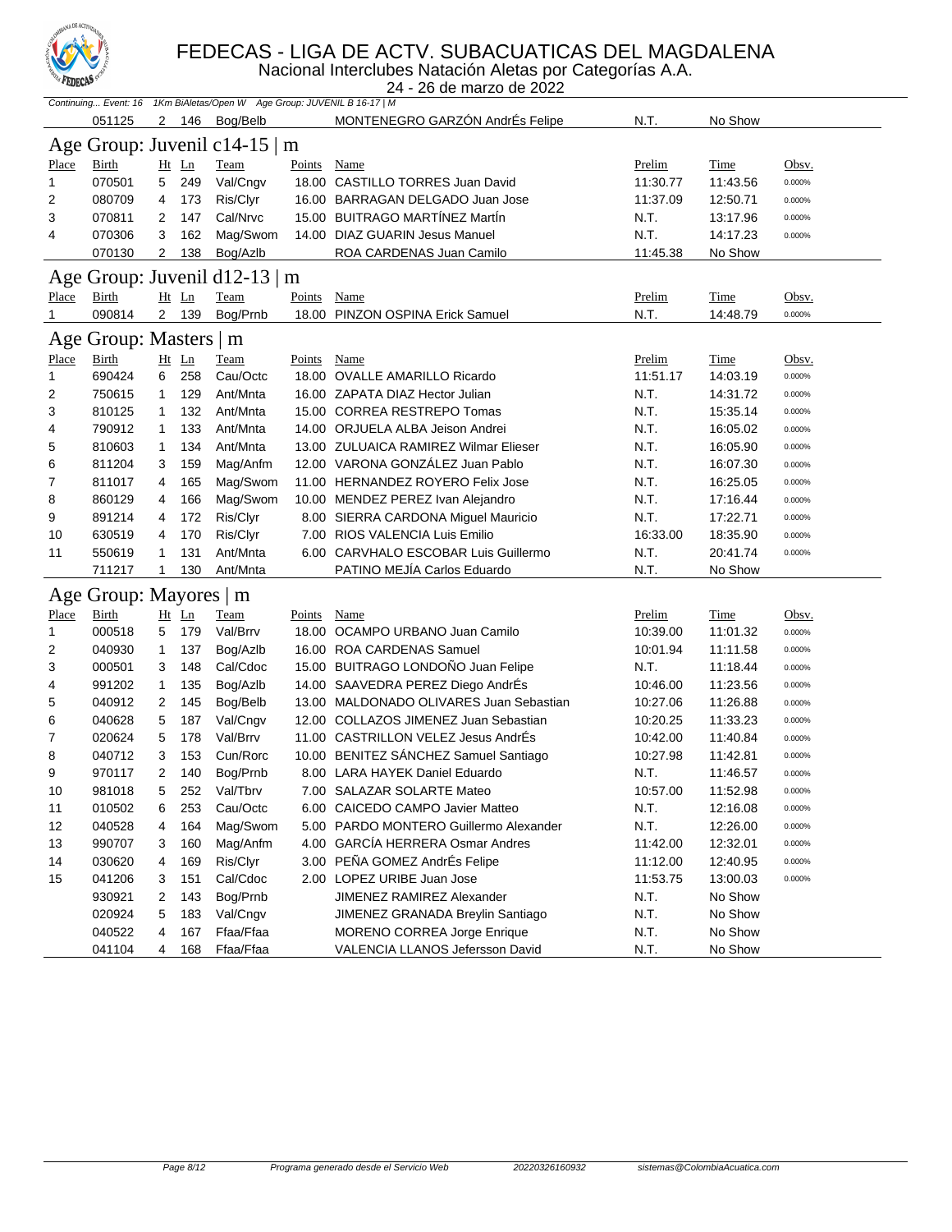# FEDECAS - LIGA DE ACTV. SUBACUATICAS DEL MAGDALENA

Nacional Interclubes Natación Aletas por Categorías A.A.

24 - 26 de marzo de 2022

*Continuing... Event: 16 1Km BiAletas/Open W Age Group: JUVENIL B 16-17 | M*

| Place | Birth | Ht | Ln | Team | Points | Name | Prelim | Time | Obsv. |
|---|---|---|---|---|---|---|---|---|---|
| | 051125 | 2 | 146 | Bog/Belb | | MONTENEGRO GARZÓN AndrÉs Felipe | N.T. | No Show | |

## Age Group: Juvenil c14-15 | m

| Place | Birth | Ht | Ln | Team | Points | Name | Prelim | Time | Obsv. |
|---|---|---|---|---|---|---|---|---|---|
| 1 | 070501 | 5 | 249 | Val/Cngv | 18.00 | CASTILLO TORRES Juan David | 11:30.77 | 11:43.56 | 0.000% |
| 2 | 080709 | 4 | 173 | Ris/Clyr | 16.00 | BARRAGAN DELGADO Juan Jose | 11:37.09 | 12:50.71 | 0.000% |
| 3 | 070811 | 2 | 147 | Cal/Nrvc | 15.00 | BUITRAGO MARTÍNEZ MartÍn | N.T. | 13:17.96 | 0.000% |
| 4 | 070306 | 3 | 162 | Mag/Swom | 14.00 | DIAZ GUARIN Jesus Manuel | N.T. | 14:17.23 | 0.000% |
| | 070130 | 2 | 138 | Bog/Azlb | | ROA CARDENAS Juan Camilo | 11:45.38 | No Show | |

## Age Group: Juvenil d12-13 | m

| Place | Birth | Ht | Ln | Team | Points | Name | Prelim | Time | Obsv. |
|---|---|---|---|---|---|---|---|---|---|
| 1 | 090814 | 2 | 139 | Bog/Prnb | 18.00 | PINZON OSPINA Erick Samuel | N.T. | 14:48.79 | 0.000% |

## Age Group: Masters | m

| Place | Birth | Ht | Ln | Team | Points | Name | Prelim | Time | Obsv. |
|---|---|---|---|---|---|---|---|---|---|
| 1 | 690424 | 6 | 258 | Cau/Octc | 18.00 | OVALLE AMARILLO Ricardo | 11:51.17 | 14:03.19 | 0.000% |
| 2 | 750615 | 1 | 129 | Ant/Mnta | 16.00 | ZAPATA DIAZ Hector Julian | N.T. | 14:31.72 | 0.000% |
| 3 | 810125 | 1 | 132 | Ant/Mnta | 15.00 | CORREA RESTREPO Tomas | N.T. | 15:35.14 | 0.000% |
| 4 | 790912 | 1 | 133 | Ant/Mnta | 14.00 | ORJUELA ALBA Jeison Andrei | N.T. | 16:05.02 | 0.000% |
| 5 | 810603 | 1 | 134 | Ant/Mnta | 13.00 | ZULUAICA RAMIREZ Wilmar Elieser | N.T. | 16:05.90 | 0.000% |
| 6 | 811204 | 3 | 159 | Mag/Anfm | 12.00 | VARONA GONZÁLEZ Juan Pablo | N.T. | 16:07.30 | 0.000% |
| 7 | 811017 | 4 | 165 | Mag/Swom | 11.00 | HERNANDEZ ROYERO Felix Jose | N.T. | 16:25.05 | 0.000% |
| 8 | 860129 | 4 | 166 | Mag/Swom | 10.00 | MENDEZ PEREZ Ivan Alejandro | N.T. | 17:16.44 | 0.000% |
| 9 | 891214 | 4 | 172 | Ris/Clyr | 8.00 | SIERRA CARDONA Miguel Mauricio | N.T. | 17:22.71 | 0.000% |
| 10 | 630519 | 4 | 170 | Ris/Clyr | 7.00 | RIOS VALENCIA Luis Emilio | 16:33.00 | 18:35.90 | 0.000% |
| 11 | 550619 | 1 | 131 | Ant/Mnta | 6.00 | CARVHALO ESCOBAR Luis Guillermo | N.T. | 20:41.74 | 0.000% |
| | 711217 | 1 | 130 | Ant/Mnta | | PATINO MEJÍA Carlos Eduardo | N.T. | No Show | |

## Age Group: Mayores | m

| Place | Birth | Ht | Ln | Team | Points | Name | Prelim | Time | Obsv. |
|---|---|---|---|---|---|---|---|---|---|
| 1 | 000518 | 5 | 179 | Val/Brrv | 18.00 | OCAMPO URBANO Juan Camilo | 10:39.00 | 11:01.32 | 0.000% |
| 2 | 040930 | 1 | 137 | Bog/Azlb | 16.00 | ROA CARDENAS Samuel | 10:01.94 | 11:11.58 | 0.000% |
| 3 | 000501 | 3 | 148 | Cal/Cdoc | 15.00 | BUITRAGO LONDOÑO Juan Felipe | N.T. | 11:18.44 | 0.000% |
| 4 | 991202 | 1 | 135 | Bog/Azlb | 14.00 | SAAVEDRA PEREZ Diego AndrÉs | 10:46.00 | 11:23.56 | 0.000% |
| 5 | 040912 | 2 | 145 | Bog/Belb | 13.00 | MALDONADO OLIVARES Juan Sebastian | 10:27.06 | 11:26.88 | 0.000% |
| 6 | 040628 | 5 | 187 | Val/Cngv | 12.00 | COLLAZOS JIMENEZ Juan Sebastian | 10:20.25 | 11:33.23 | 0.000% |
| 7 | 020624 | 5 | 178 | Val/Brrv | 11.00 | CASTRILLON VELEZ Jesus AndrÉs | 10:42.00 | 11:40.84 | 0.000% |
| 8 | 040712 | 3 | 153 | Cun/Rorc | 10.00 | BENITEZ SÁNCHEZ Samuel Santiago | 10:27.98 | 11:42.81 | 0.000% |
| 9 | 970117 | 2 | 140 | Bog/Prnb | 8.00 | LARA HAYEK Daniel Eduardo | N.T. | 11:46.57 | 0.000% |
| 10 | 981018 | 5 | 252 | Val/Tbrv | 7.00 | SALAZAR SOLARTE Mateo | 10:57.00 | 11:52.98 | 0.000% |
| 11 | 010502 | 6 | 253 | Cau/Octc | 6.00 | CAICEDO CAMPO Javier Matteo | N.T. | 12:16.08 | 0.000% |
| 12 | 040528 | 4 | 164 | Mag/Swom | 5.00 | PARDO MONTERO Guillermo Alexander | N.T. | 12:26.00 | 0.000% |
| 13 | 990707 | 3 | 160 | Mag/Anfm | 4.00 | GARCÍA HERRERA Osmar Andres | 11:42.00 | 12:32.01 | 0.000% |
| 14 | 030620 | 4 | 169 | Ris/Clyr | 3.00 | PEÑA GOMEZ AndrÉs Felipe | 11:12.00 | 12:40.95 | 0.000% |
| 15 | 041206 | 3 | 151 | Cal/Cdoc | 2.00 | LOPEZ URIBE Juan Jose | 11:53.75 | 13:00.03 | 0.000% |
| | 930921 | 2 | 143 | Bog/Prnb | | JIMENEZ RAMIREZ Alexander | N.T. | No Show | |
| | 020924 | 5 | 183 | Val/Cngv | | JIMENEZ GRANADA Breylin Santiago | N.T. | No Show | |
| | 040522 | 4 | 167 | Ffaa/Ffaa | | MORENO CORREA Jorge Enrique | N.T. | No Show | |
| | 041104 | 4 | 168 | Ffaa/Ffaa | | VALENCIA LLANOS Jefersson David | N.T. | No Show | |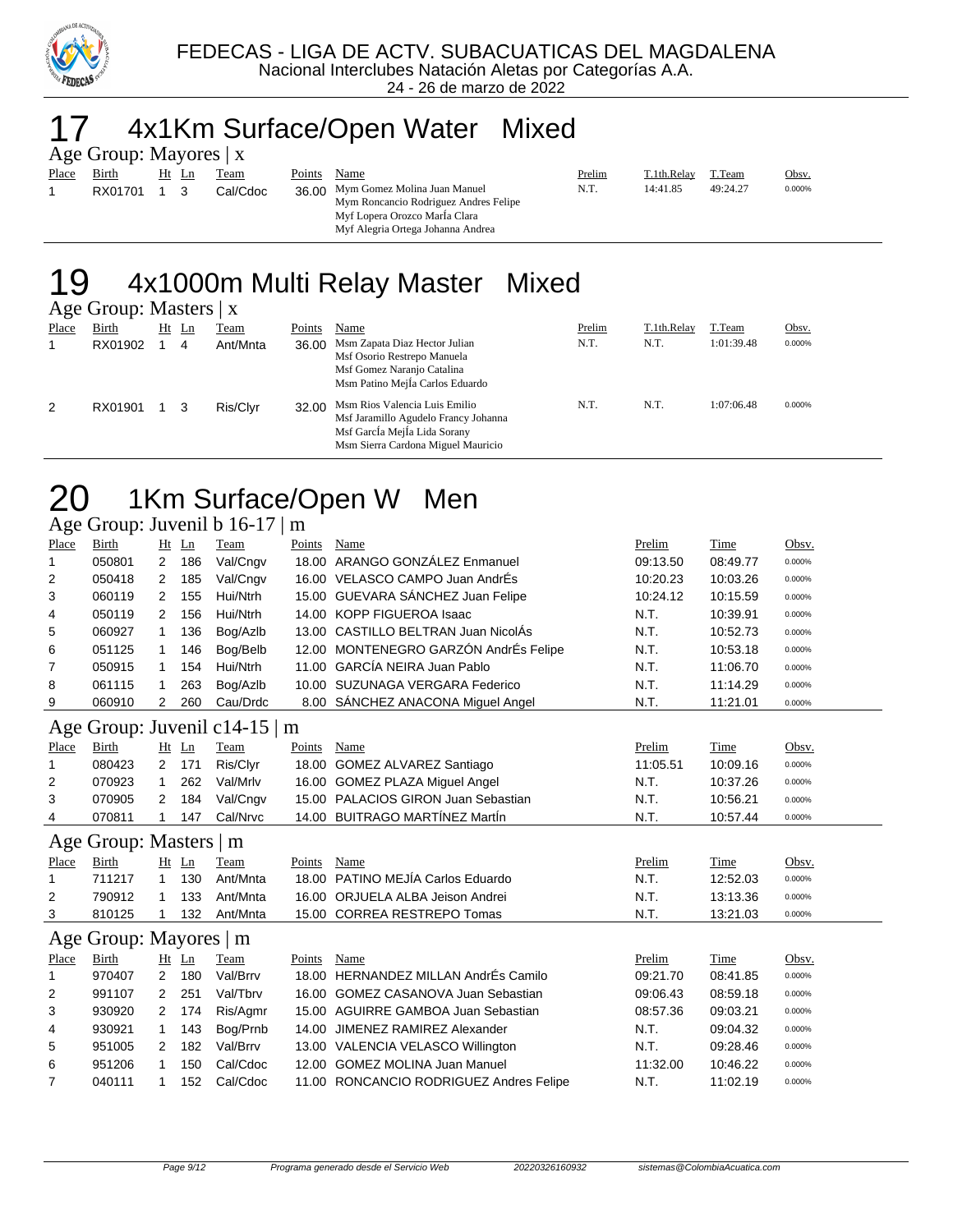FEDECAS - LIGA DE ACTV. SUBACUATICAS DEL MAGDALENA

Nacional Interclubes Natación Aletas por Categorías A.A.

24 - 26 de marzo de 2022

# 17 4x1Km Surface/Open Water Mixed

## Age Group: Mayores | x

| Place | Birth | Ht | Ln | Team | Points | Name | Prelim | T.1th.Relay | T.Team | Obsv. |
|---|---|---|---|---|---|---|---|---|---|---|
| 1 | RX01701 | 1 | 3 | Cal/Cdoc | 36.00 | Mym Gomez Molina Juan Manuel<br>Mym Roncancio Rodriguez Andres Felipe<br>Myf Lopera Orozco MarÍa Clara<br>Myf Alegria Ortega Johanna Andrea | N.T. | 14:41.85 | 49:24.27 | 0.000% |

# 19 4x1000m Multi Relay Master Mixed

## Age Group: Masters | x

| Place | Birth | Ht | Ln | Team | Points | Name | Prelim | T.1th.Relay | T.Team | Obsv. |
|---|---|---|---|---|---|---|---|---|---|---|
| 1 | RX01902 | 1 | 4 | Ant/Mnta | 36.00 | Msm Zapata Diaz Hector Julian<br>Msf Osorio Restrepo Manuela<br>Msf Gomez Naranjo Catalina<br>Msm Patino MejÍa Carlos Eduardo | N.T. | N.T. | 1:01:39.48 | 0.000% |
| 2 | RX01901 | 1 | 3 | Ris/Clyr | 32.00 | Msm Rios Valencia Luis Emilio<br>Msf Jaramillo Agudelo Francy Johanna<br>Msf GarcÍa MejÍa Lida Sorany<br>Msm Sierra Cardona Miguel Mauricio | N.T. | N.T. | 1:07:06.48 | 0.000% |

# 20 1Km Surface/Open W Men

## Age Group: Juvenil b 16-17 | m

| Place | Birth | Ht | Ln | Team | Points | Name | Prelim | Time | Obsv. |
|---|---|---|---|---|---|---|---|---|---|
| 1 | 050801 | 2 | 186 | Val/Cngv | 18.00 | ARANGO GONZÁLEZ Enmanuel | 09:13.50 | 08:49.77 | 0.000% |
| 2 | 050418 | 2 | 185 | Val/Cngv | 16.00 | VELASCO CAMPO Juan AndrÉs | 10:20.23 | 10:03.26 | 0.000% |
| 3 | 060119 | 2 | 155 | Hui/Ntrh | 15.00 | GUEVARA SÁNCHEZ Juan Felipe | 10:24.12 | 10:15.59 | 0.000% |
| 4 | 050119 | 2 | 156 | Hui/Ntrh | 14.00 | KOPP FIGUEROA Isaac | N.T. | 10:39.91 | 0.000% |
| 5 | 060927 | 1 | 136 | Bog/Azlb | 13.00 | CASTILLO BELTRAN Juan NicolÁs | N.T. | 10:52.73 | 0.000% |
| 6 | 051125 | 1 | 146 | Bog/Belb | 12.00 | MONTENEGRO GARZÓN AndrÉs Felipe | N.T. | 10:53.18 | 0.000% |
| 7 | 050915 | 1 | 154 | Hui/Ntrh | 11.00 | GARCÍA NEIRA Juan Pablo | N.T. | 11:06.70 | 0.000% |
| 8 | 061115 | 1 | 263 | Bog/Azlb | 10.00 | SUZUNAGA VERGARA Federico | N.T. | 11:14.29 | 0.000% |
| 9 | 060910 | 2 | 260 | Cau/Drdc | 8.00 | SÁNCHEZ ANACONA Miguel Angel | N.T. | 11:21.01 | 0.000% |

## Age Group: Juvenil c14-15 | m

| Place | Birth | Ht | Ln | Team | Points | Name | Prelim | Time | Obsv. |
|---|---|---|---|---|---|---|---|---|---|
| 1 | 080423 | 2 | 171 | Ris/Clyr | 18.00 | GOMEZ ALVAREZ Santiago | 11:05.51 | 10:09.16 | 0.000% |
| 2 | 070923 | 1 | 262 | Val/Mrlv | 16.00 | GOMEZ PLAZA Miguel Angel | N.T. | 10:37.26 | 0.000% |
| 3 | 070905 | 2 | 184 | Val/Cngv | 15.00 | PALACIOS GIRON Juan Sebastian | N.T. | 10:56.21 | 0.000% |
| 4 | 070811 | 1 | 147 | Cal/Nrvc | 14.00 | BUITRAGO MARTÍNEZ MartÍn | N.T. | 10:57.44 | 0.000% |

## Age Group: Masters | m

| Place | Birth | Ht | Ln | Team | Points | Name | Prelim | Time | Obsv. |
|---|---|---|---|---|---|---|---|---|---|
| 1 | 711217 | 1 | 130 | Ant/Mnta | 18.00 | PATINO MEJÍA Carlos Eduardo | N.T. | 12:52.03 | 0.000% |
| 2 | 790912 | 1 | 133 | Ant/Mnta | 16.00 | ORJUELA ALBA Jeison Andrei | N.T. | 13:13.36 | 0.000% |
| 3 | 810125 | 1 | 132 | Ant/Mnta | 15.00 | CORREA RESTREPO Tomas | N.T. | 13:21.03 | 0.000% |

## Age Group: Mayores | m

| Place | Birth | Ht | Ln | Team | Points | Name | Prelim | Time | Obsv. |
|---|---|---|---|---|---|---|---|---|---|
| 1 | 970407 | 2 | 180 | Val/Brrv | 18.00 | HERNANDEZ MILLAN AndrÉs Camilo | 09:21.70 | 08:41.85 | 0.000% |
| 2 | 991107 | 2 | 251 | Val/Tbrv | 16.00 | GOMEZ CASANOVA Juan Sebastian | 09:06.43 | 08:59.18 | 0.000% |
| 3 | 930920 | 2 | 174 | Ris/Agmr | 15.00 | AGUIRRE GAMBOA Juan Sebastian | 08:57.36 | 09:03.21 | 0.000% |
| 4 | 930921 | 1 | 143 | Bog/Prnb | 14.00 | JIMENEZ RAMIREZ Alexander | N.T. | 09:04.32 | 0.000% |
| 5 | 951005 | 2 | 182 | Val/Brrv | 13.00 | VALENCIA VELASCO Willington | N.T. | 09:28.46 | 0.000% |
| 6 | 951206 | 1 | 150 | Cal/Cdoc | 12.00 | GOMEZ MOLINA Juan Manuel | 11:32.00 | 10:46.22 | 0.000% |
| 7 | 040111 | 1 | 152 | Cal/Cdoc | 11.00 | RONCANCIO RODRIGUEZ Andres Felipe | N.T. | 11:02.19 | 0.000% |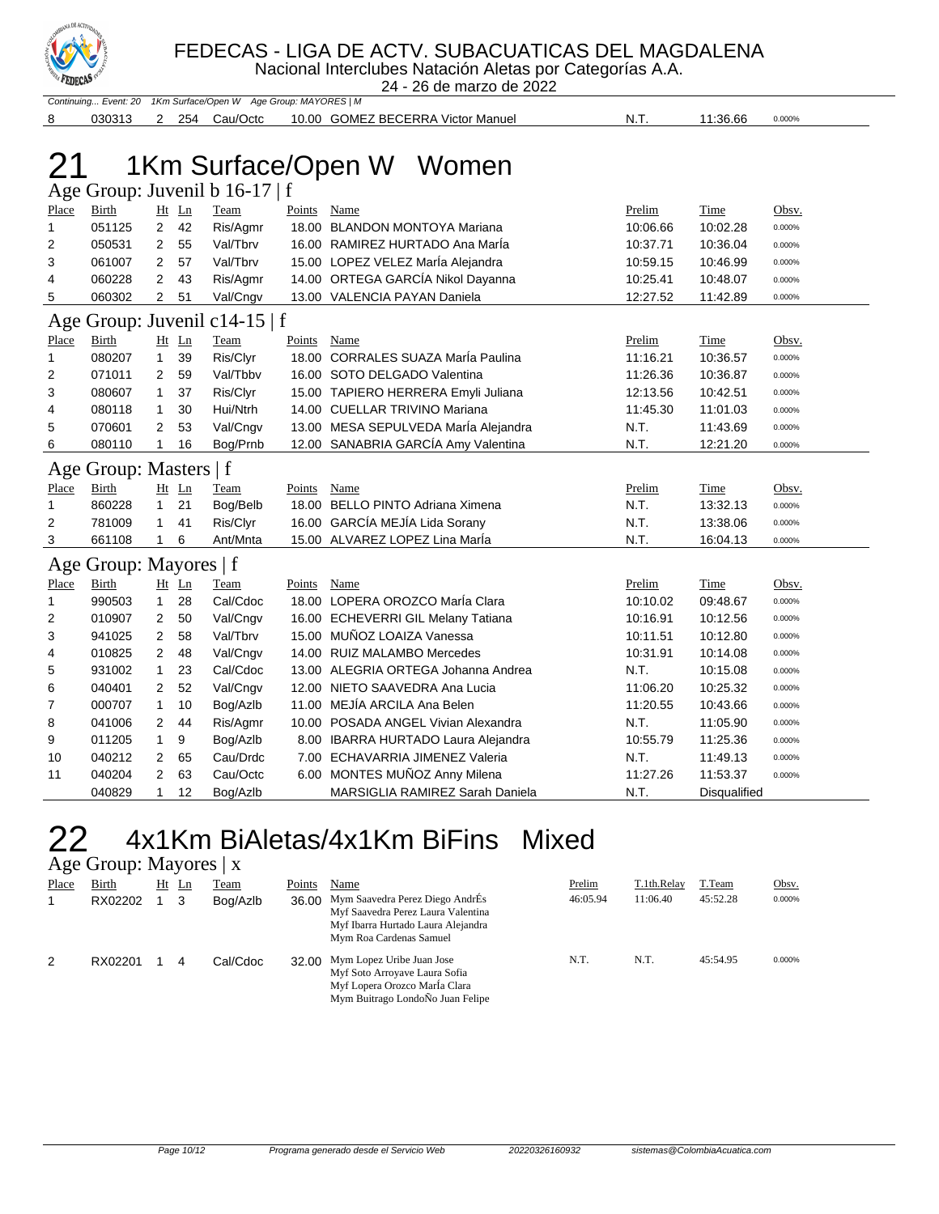# FEDECAS - LIGA DE ACTV. SUBACUATICAS DEL MAGDALENA

Nacional Interclubes Natación Aletas por Categorías A.A.

24 - 26 de marzo de 2022

*Continuing... Event: 20 1Km Surface/Open W Age Group: MAYORES | M*

| | | | | | | | | | |
|---|---|---|---|---|---|---|---|---|---|
| 8 | 030313 | 2 | 254 | Cau/Octc | 10.00 | GOMEZ BECERRA Victor Manuel | N.T. | 11:36.66 | 0.000% |

# 21 1Km Surface/Open W Women

## Age Group: Juvenil b 16-17 | f

| Place | Birth | Ht | Ln | Team | Points | Name | Prelim | Time | Obsv. |
|---|---|---|---|---|---|---|---|---|---|
| 1 | 051125 | 2 | 42 | Ris/Agmr | 18.00 | BLANDON MONTOYA Mariana | 10:06.66 | 10:02.28 | 0.000% |
| 2 | 050531 | 2 | 55 | Val/Tbrv | 16.00 | RAMIREZ HURTADO Ana MarÍa | 10:37.71 | 10:36.04 | 0.000% |
| 3 | 061007 | 2 | 57 | Val/Tbrv | 15.00 | LOPEZ VELEZ MarÍa Alejandra | 10:59.15 | 10:46.99 | 0.000% |
| 4 | 060228 | 2 | 43 | Ris/Agmr | 14.00 | ORTEGA GARCÍA Nikol Dayanna | 10:25.41 | 10:48.07 | 0.000% |
| 5 | 060302 | 2 | 51 | Val/Cngv | 13.00 | VALENCIA PAYAN Daniela | 12:27.52 | 11:42.89 | 0.000% |

## Age Group: Juvenil c14-15 | f

| Place | Birth | Ht | Ln | Team | Points | Name | Prelim | Time | Obsv. |
|---|---|---|---|---|---|---|---|---|---|
| 1 | 080207 | 1 | 39 | Ris/Clyr | 18.00 | CORRALES SUAZA MarÍa Paulina | 11:16.21 | 10:36.57 | 0.000% |
| 2 | 071011 | 2 | 59 | Val/Tbbv | 16.00 | SOTO DELGADO Valentina | 11:26.36 | 10:36.87 | 0.000% |
| 3 | 080607 | 1 | 37 | Ris/Clyr | 15.00 | TAPIERO HERRERA Emyli Juliana | 12:13.56 | 10:42.51 | 0.000% |
| 4 | 080118 | 1 | 30 | Hui/Ntrh | 14.00 | CUELLAR TRIVINO Mariana | 11:45.30 | 11:01.03 | 0.000% |
| 5 | 070601 | 2 | 53 | Val/Cngv | 13.00 | MESA SEPULVEDA MarÍa Alejandra | N.T. | 11:43.69 | 0.000% |
| 6 | 080110 | 1 | 16 | Bog/Prnb | 12.00 | SANABRIA GARCÍA Amy Valentina | N.T. | 12:21.20 | 0.000% |

## Age Group: Masters | f

| Place | Birth | Ht | Ln | Team | Points | Name | Prelim | Time | Obsv. |
|---|---|---|---|---|---|---|---|---|---|
| 1 | 860228 | 1 | 21 | Bog/Belb | 18.00 | BELLO PINTO Adriana Ximena | N.T. | 13:32.13 | 0.000% |
| 2 | 781009 | 1 | 41 | Ris/Clyr | 16.00 | GARCÍA MEJÍA Lida Sorany | N.T. | 13:38.06 | 0.000% |
| 3 | 661108 | 1 | 6 | Ant/Mnta | 15.00 | ALVAREZ LOPEZ Lina MarÍa | N.T. | 16:04.13 | 0.000% |

## Age Group: Mayores | f

| Place | Birth | Ht | Ln | Team | Points | Name | Prelim | Time | Obsv. |
|---|---|---|---|---|---|---|---|---|---|
| 1 | 990503 | 1 | 28 | Cal/Cdoc | 18.00 | LOPERA OROZCO MarÍa Clara | 10:10.02 | 09:48.67 | 0.000% |
| 2 | 010907 | 2 | 50 | Val/Cngv | 16.00 | ECHEVERRI GIL Melany Tatiana | 10:16.91 | 10:12.56 | 0.000% |
| 3 | 941025 | 2 | 58 | Val/Tbrv | 15.00 | MUÑOZ LOAIZA Vanessa | 10:11.51 | 10:12.80 | 0.000% |
| 4 | 010825 | 2 | 48 | Val/Cngv | 14.00 | RUIZ MALAMBO Mercedes | 10:31.91 | 10:14.08 | 0.000% |
| 5 | 931002 | 1 | 23 | Cal/Cdoc | 13.00 | ALEGRIA ORTEGA Johanna Andrea | N.T. | 10:15.08 | 0.000% |
| 6 | 040401 | 2 | 52 | Val/Cngv | 12.00 | NIETO SAAVEDRA Ana Lucia | 11:06.20 | 10:25.32 | 0.000% |
| 7 | 000707 | 1 | 10 | Bog/Azlb | 11.00 | MEJÍA ARCILA Ana Belen | 11:20.55 | 10:43.66 | 0.000% |
| 8 | 041006 | 2 | 44 | Ris/Agmr | 10.00 | POSADA ANGEL Vivian Alexandra | N.T. | 11:05.90 | 0.000% |
| 9 | 011205 | 1 | 9 | Bog/Azlb | 8.00 | IBARRA HURTADO Laura Alejandra | 10:55.79 | 11:25.36 | 0.000% |
| 10 | 040212 | 2 | 65 | Cau/Drdc | 7.00 | ECHAVARRIA JIMENEZ Valeria | N.T. | 11:49.13 | 0.000% |
| 11 | 040204 | 2 | 63 | Cau/Octc | 6.00 | MONTES MUÑOZ Anny Milena | 11:27.26 | 11:53.37 | 0.000% |
| | 040829 | 1 | 12 | Bog/Azlb | | MARSIGLIA RAMIREZ Sarah Daniela | N.T. | Disqualified | |

# 22 4x1Km BiAletas/4x1Km BiFins Mixed

## Age Group: Mayores | x

| Place | Birth | Ht | Ln | Team | Points | Name | Prelim | T.1th.Relay | T.Team | Obsv. |
|---|---|---|---|---|---|---|---|---|---|---|
| 1 | RX02202 | 1 | 3 | Bog/Azlb | 36.00 | Mym Saavedra Perez Diego AndrÉs<br>Myf Saavedra Perez Laura Valentina<br>Myf Ibarra Hurtado Laura Alejandra<br>Mym Roa Cardenas Samuel | 46:05.94 | 11:06.40 | 45:52.28 | 0.000% |
| 2 | RX02201 | 1 | 4 | Cal/Cdoc | 32.00 | Mym Lopez Uribe Juan Jose<br>Myf Soto Arroyave Laura Sofia<br>Myf Lopera Orozco MarÍa Clara<br>Mym Buitrago LondoÑo Juan Felipe | N.T. | N.T. | 45:54.95 | 0.000% |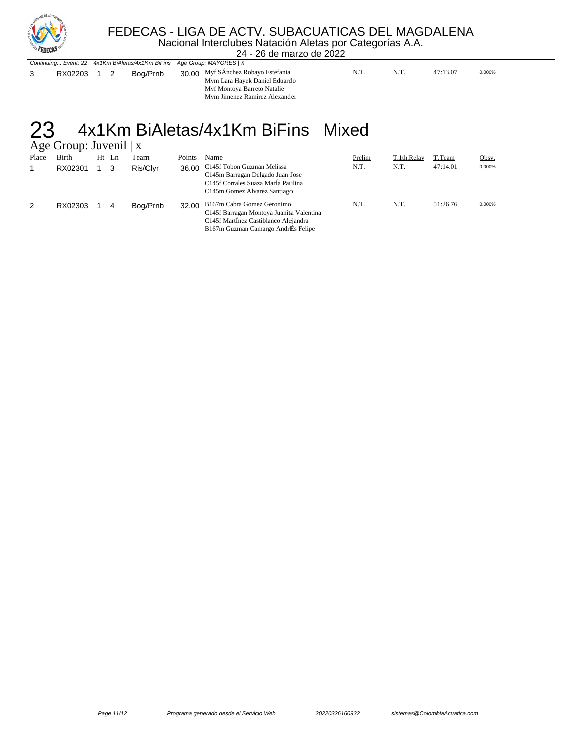*Continuing... Event: 22 4x1Km BiAletas/4x1Km BiFins Age Group: MAYORES | X*

| Place | Birth | Ht | Ln | Team | Points | Name | Prelim | T.1th.Relay | T.Team | Obsv. |
|---|---|---|---|---|---|---|---|---|---|---|
| 3 | RX02203 | 1 | 2 | Bog/Prnb | 30.00 | Myf SÁnchez Robayo Estefania<br>Mym Lara Hayek Daniel Eduardo<br>Myf Montoya Barreto Natalie<br>Mym Jimenez Ramirez Alexander | N.T. | N.T. | 47:13.07 | 0.000% |

# 23 4x1Km BiAletas/4x1Km BiFins Mixed

## Age Group: Juvenil | x

| Place | Birth | Ht | Ln | Team | Points | Name | Prelim | T.1th.Relay | T.Team | Obsv. |
|---|---|---|---|---|---|---|---|---|---|---|
| 1 | RX02301 | 1 | 3 | Ris/Clyr | 36.00 | C145f Tobon Guzman Melissa<br>C145m Barragan Delgado Juan Jose<br>C145f Corrales Suaza MarÍa Paulina<br>C145m Gomez Alvarez Santiago | N.T. | N.T. | 47:14.01 | 0.000% |
| 2 | RX02303 | 1 | 4 | Bog/Prnb | 32.00 | B167m Cabra Gomez Geronimo<br>C145f Barragan Montoya Juanita Valentina<br>C145f MartÍnez Castiblanco Alejandra<br>B167m Guzman Camargo AndrÉs Felipe | N.T. | N.T. | 51:26.76 | 0.000% |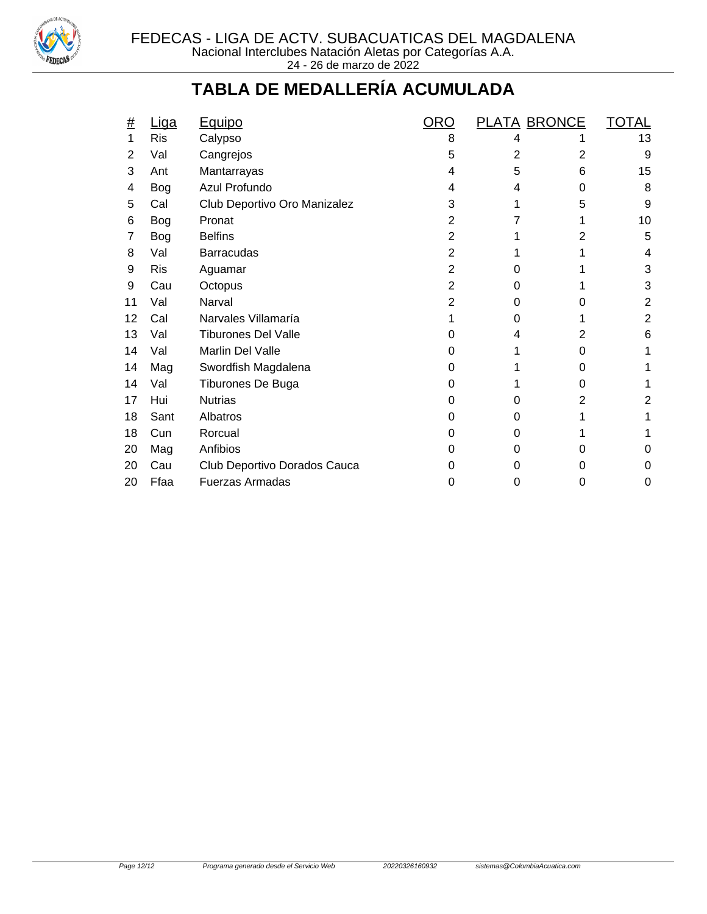FEDECAS - LIGA DE ACTV. SUBACUATICAS DEL MAGDALENA
Nacional Interclubes Natación Aletas por Categorías A.A.
24 - 26 de marzo de 2022

# TABLA DE MEDALLERÍA ACUMULADA

| # | Liga | Equipo | ORO | PLATA | BRONCE | TOTAL |
|---|---|---|---|---|---|---|
| 1 | Ris | Calypso | 8 | 4 | 1 | 13 |
| 2 | Val | Cangrejos | 5 | 2 | 2 | 9 |
| 3 | Ant | Mantarrayas | 4 | 5 | 6 | 15 |
| 4 | Bog | Azul Profundo | 4 | 4 | 0 | 8 |
| 5 | Cal | Club Deportivo Oro Manizalez | 3 | 1 | 5 | 9 |
| 6 | Bog | Pronat | 2 | 7 | 1 | 10 |
| 7 | Bog | Belfins | 2 | 1 | 2 | 5 |
| 8 | Val | Barracudas | 2 | 1 | 1 | 4 |
| 9 | Ris | Aguamar | 2 | 0 | 1 | 3 |
| 9 | Cau | Octopus | 2 | 0 | 1 | 3 |
| 11 | Val | Narval | 2 | 0 | 0 | 2 |
| 12 | Cal | Narvales Villamaría | 1 | 0 | 1 | 2 |
| 13 | Val | Tiburones Del Valle | 0 | 4 | 2 | 6 |
| 14 | Val | Marlin Del Valle | 0 | 1 | 0 | 1 |
| 14 | Mag | Swordfish Magdalena | 0 | 1 | 0 | 1 |
| 14 | Val | Tiburones De Buga | 0 | 1 | 0 | 1 |
| 17 | Hui | Nutrias | 0 | 0 | 2 | 2 |
| 18 | Sant | Albatros | 0 | 0 | 1 | 1 |
| 18 | Cun | Rorcual | 0 | 0 | 1 | 1 |
| 20 | Mag | Anfibios | 0 | 0 | 0 | 0 |
| 20 | Cau | Club Deportivo Dorados Cauca | 0 | 0 | 0 | 0 |
| 20 | Ffaa | Fuerzas Armadas | 0 | 0 | 0 | 0 |